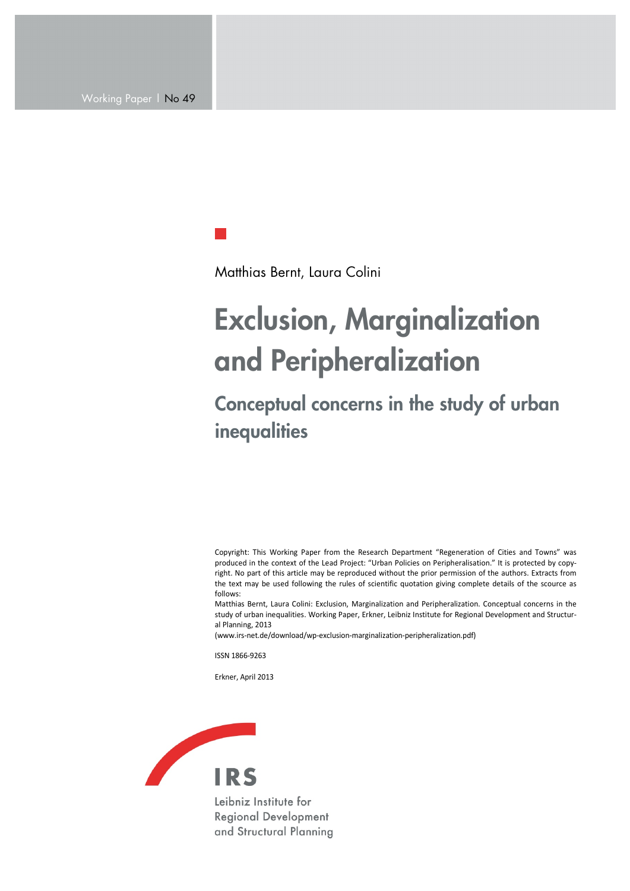Working Paper | No 49

Matthias Bernt, Laura Colini

# Exclusion, Marginalization and Peripheralization

## Conceptual concerns in the study of urban inequalities

Copyright: This Working Paper from the Research Department "Regeneration of Cities and Towns" was produced in the context of the Lead Project: "Urban Policies on Peripheralisation." It is protected by copyright. No part of this article may be reproduced without the prior permission of the authors. Extracts from the text may be used following the rules of scientific quotation giving complete details of the scource as follows:

Matthias Bernt, Laura Colini: Exclusion, Marginalization and Peripheralization. Conceptual concerns in the study of urban inequalities. Working Paper, Erkner, Leibniz Institute for Regional Development and Structural Planning, 2013

(www.irs-net.de/download/wp-exclusion-marginalization-peripheralization.pdf)

ISSN 1866-9263

Erkner, April 2013

IRS

Leibniz Institute for Regional Development and Structural Planning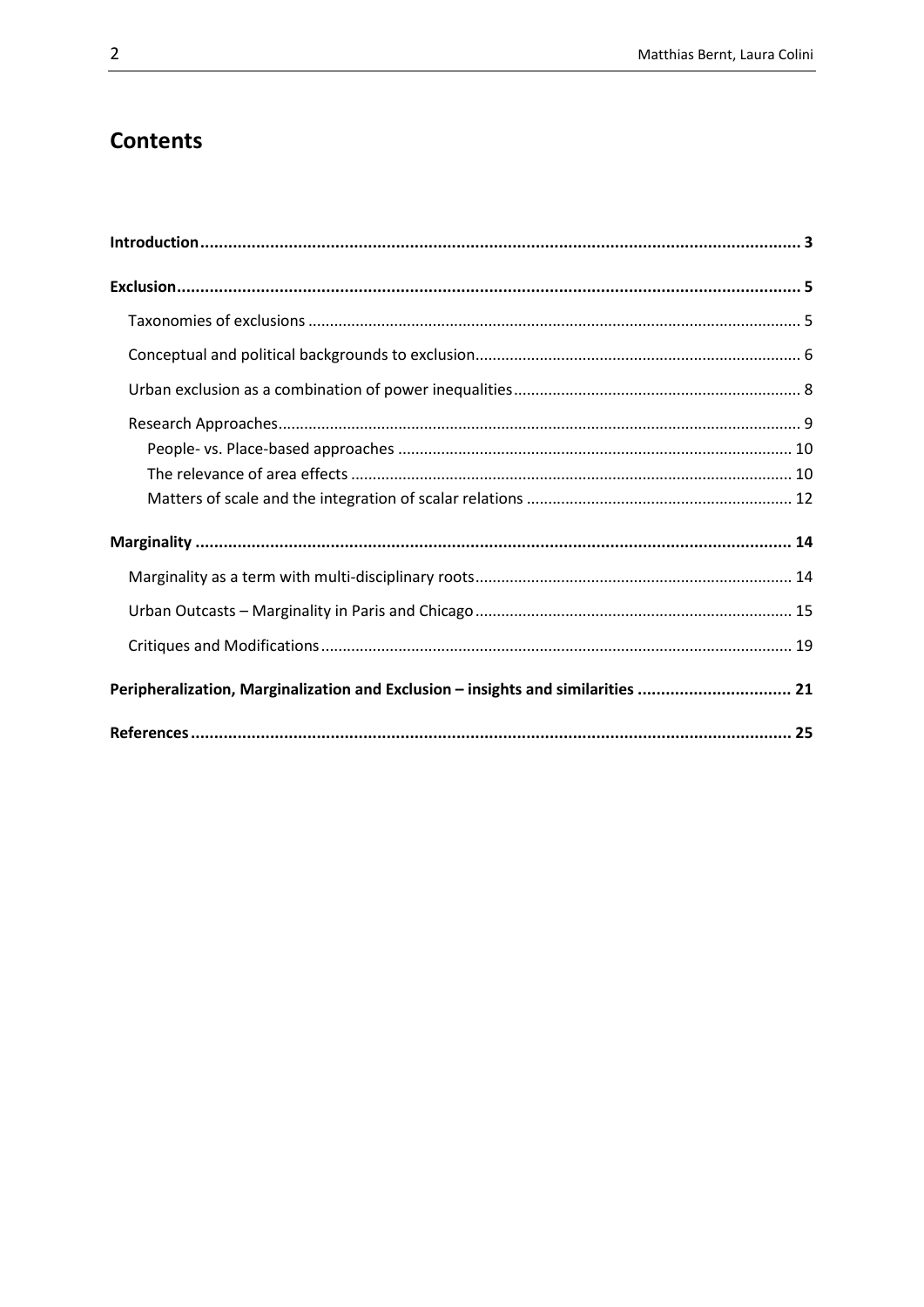## Contents

**Introduction** ... 3

**Exclusion** ... 5

- Taxonomies of exclusions ... 5
- Conceptual and political backgrounds to exclusion ... 6
- Urban exclusion as a combination of power inequalities ... 8
- Research Approaches ... 9
  - People- vs. Place-based approaches ... 10
  - The relevance of area effects ... 10
  - Matters of scale and the integration of scalar relations ... 12

**Marginality** ... 14

- Marginality as a term with multi-disciplinary roots ... 14
- Urban Outcasts – Marginality in Paris and Chicago ... 15
- Critiques and Modifications ... 19

**Peripheralization, Marginalization and Exclusion – insights and similarities** ... 21

**References** ... 25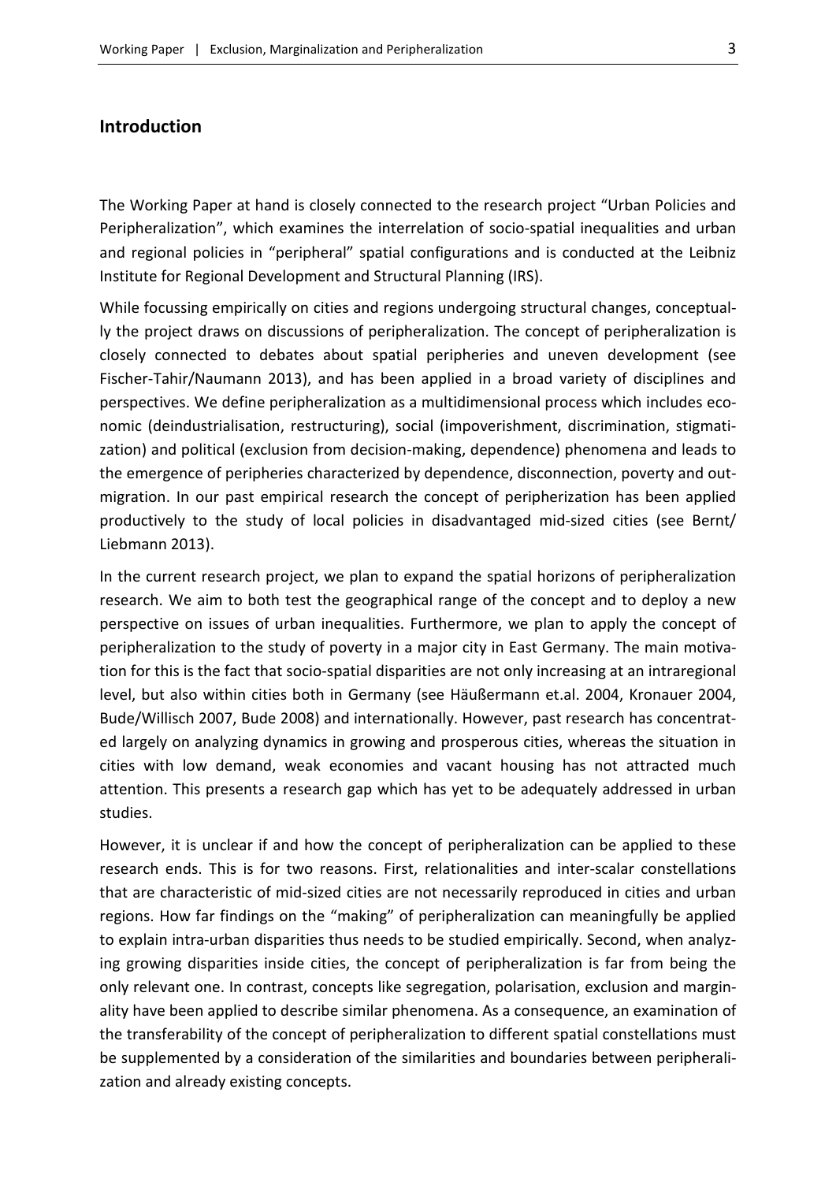## Introduction

The Working Paper at hand is closely connected to the research project "Urban Policies and Peripheralization", which examines the interrelation of socio-spatial inequalities and urban and regional policies in "peripheral" spatial configurations and is conducted at the Leibniz Institute for Regional Development and Structural Planning (IRS).

While focussing empirically on cities and regions undergoing structural changes, conceptually the project draws on discussions of peripheralization. The concept of peripheralization is closely connected to debates about spatial peripheries and uneven development (see Fischer-Tahir/Naumann 2013), and has been applied in a broad variety of disciplines and perspectives. We define peripheralization as a multidimensional process which includes economic (deindustrialisation, restructuring), social (impoverishment, discrimination, stigmatization) and political (exclusion from decision-making, dependence) phenomena and leads to the emergence of peripheries characterized by dependence, disconnection, poverty and outmigration. In our past empirical research the concept of peripherization has been applied productively to the study of local policies in disadvantaged mid-sized cities (see Bernt/ Liebmann 2013).

In the current research project, we plan to expand the spatial horizons of peripheralization research. We aim to both test the geographical range of the concept and to deploy a new perspective on issues of urban inequalities. Furthermore, we plan to apply the concept of peripheralization to the study of poverty in a major city in East Germany. The main motivation for this is the fact that socio-spatial disparities are not only increasing at an intraregional level, but also within cities both in Germany (see Häußermann et.al. 2004, Kronauer 2004, Bude/Willisch 2007, Bude 2008) and internationally. However, past research has concentrated largely on analyzing dynamics in growing and prosperous cities, whereas the situation in cities with low demand, weak economies and vacant housing has not attracted much attention. This presents a research gap which has yet to be adequately addressed in urban studies.

However, it is unclear if and how the concept of peripheralization can be applied to these research ends. This is for two reasons. First, relationalities and inter-scalar constellations that are characteristic of mid-sized cities are not necessarily reproduced in cities and urban regions. How far findings on the "making" of peripheralization can meaningfully be applied to explain intra-urban disparities thus needs to be studied empirically. Second, when analyzing growing disparities inside cities, the concept of peripheralization is far from being the only relevant one. In contrast, concepts like segregation, polarisation, exclusion and marginality have been applied to describe similar phenomena. As a consequence, an examination of the transferability of the concept of peripheralization to different spatial constellations must be supplemented by a consideration of the similarities and boundaries between peripheralization and already existing concepts.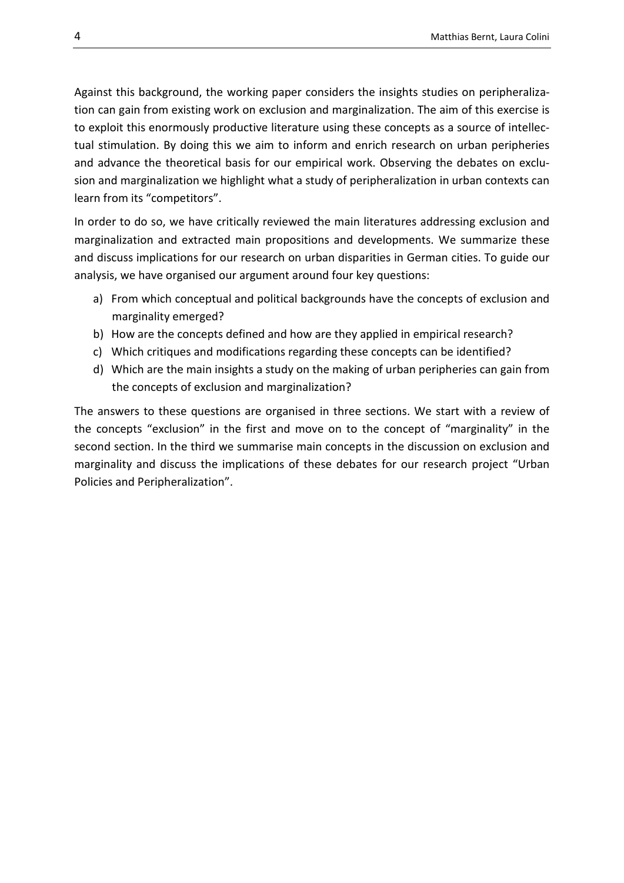Against this background, the working paper considers the insights studies on peripheralization can gain from existing work on exclusion and marginalization. The aim of this exercise is to exploit this enormously productive literature using these concepts as a source of intellectual stimulation. By doing this we aim to inform and enrich research on urban peripheries and advance the theoretical basis for our empirical work. Observing the debates on exclusion and marginalization we highlight what a study of peripheralization in urban contexts can learn from its "competitors".

In order to do so, we have critically reviewed the main literatures addressing exclusion and marginalization and extracted main propositions and developments. We summarize these and discuss implications for our research on urban disparities in German cities. To guide our analysis, we have organised our argument around four key questions:

a) From which conceptual and political backgrounds have the concepts of exclusion and marginality emerged?
b) How are the concepts defined and how are they applied in empirical research?
c) Which critiques and modifications regarding these concepts can be identified?
d) Which are the main insights a study on the making of urban peripheries can gain from the concepts of exclusion and marginalization?

The answers to these questions are organised in three sections. We start with a review of the concepts "exclusion" in the first and move on to the concept of "marginality" in the second section. In the third we summarise main concepts in the discussion on exclusion and marginality and discuss the implications of these debates for our research project "Urban Policies and Peripheralization".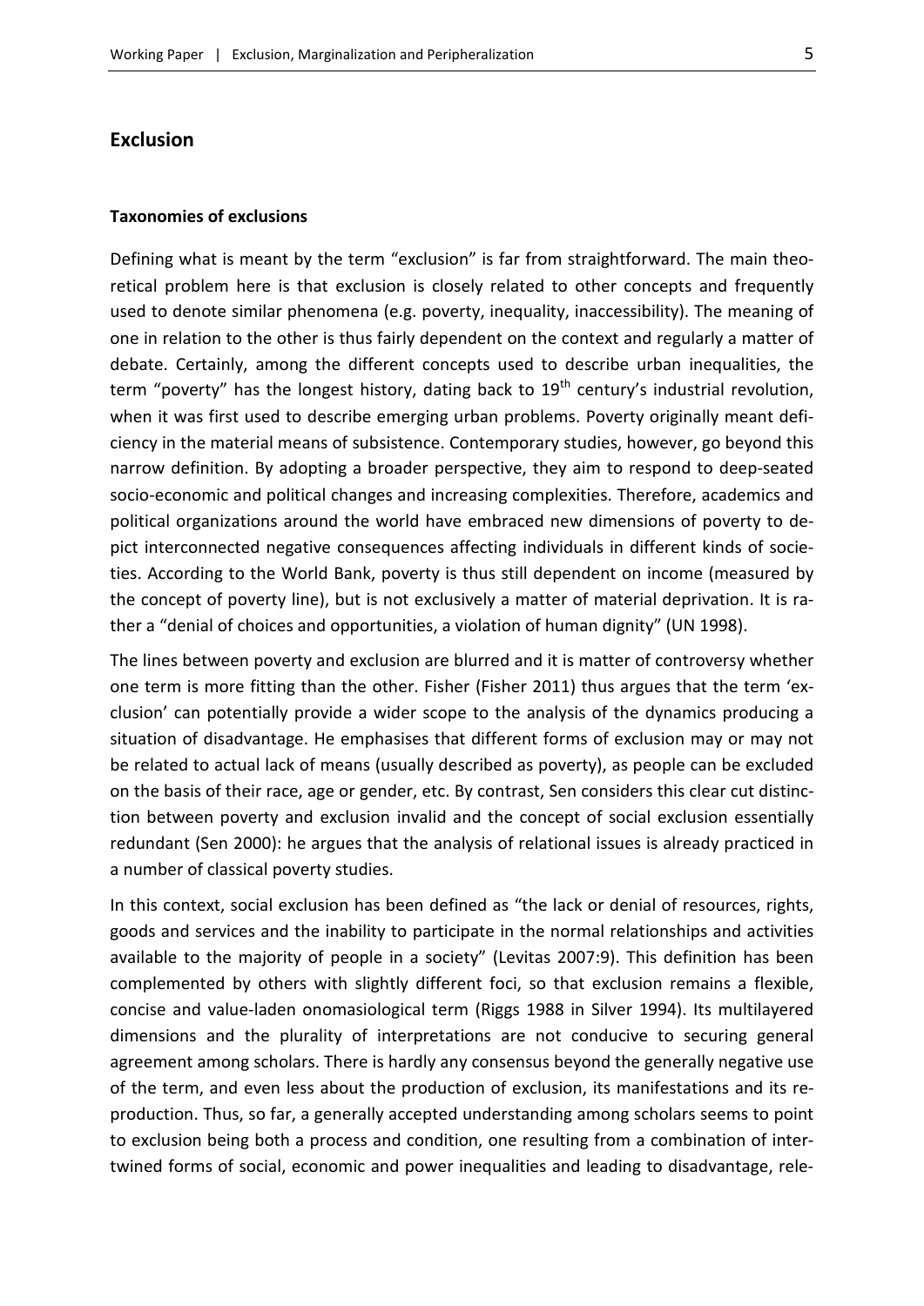# Exclusion

## Taxonomies of exclusions

Defining what is meant by the term "exclusion" is far from straightforward. The main theoretical problem here is that exclusion is closely related to other concepts and frequently used to denote similar phenomena (e.g. poverty, inequality, inaccessibility). The meaning of one in relation to the other is thus fairly dependent on the context and regularly a matter of debate. Certainly, among the different concepts used to describe urban inequalities, the term "poverty" has the longest history, dating back to 19th century's industrial revolution, when it was first used to describe emerging urban problems. Poverty originally meant deficiency in the material means of subsistence. Contemporary studies, however, go beyond this narrow definition. By adopting a broader perspective, they aim to respond to deep-seated socio-economic and political changes and increasing complexities. Therefore, academics and political organizations around the world have embraced new dimensions of poverty to depict interconnected negative consequences affecting individuals in different kinds of societies. According to the World Bank, poverty is thus still dependent on income (measured by the concept of poverty line), but is not exclusively a matter of material deprivation. It is rather a "denial of choices and opportunities, a violation of human dignity" (UN 1998).

The lines between poverty and exclusion are blurred and it is matter of controversy whether one term is more fitting than the other. Fisher (Fisher 2011) thus argues that the term 'exclusion' can potentially provide a wider scope to the analysis of the dynamics producing a situation of disadvantage. He emphasises that different forms of exclusion may or may not be related to actual lack of means (usually described as poverty), as people can be excluded on the basis of their race, age or gender, etc. By contrast, Sen considers this clear cut distinction between poverty and exclusion invalid and the concept of social exclusion essentially redundant (Sen 2000): he argues that the analysis of relational issues is already practiced in a number of classical poverty studies.

In this context, social exclusion has been defined as "the lack or denial of resources, rights, goods and services and the inability to participate in the normal relationships and activities available to the majority of people in a society" (Levitas 2007:9). This definition has been complemented by others with slightly different foci, so that exclusion remains a flexible, concise and value-laden onomasiological term (Riggs 1988 in Silver 1994). Its multilayered dimensions and the plurality of interpretations are not conducive to securing general agreement among scholars. There is hardly any consensus beyond the generally negative use of the term, and even less about the production of exclusion, its manifestations and its reproduction. Thus, so far, a generally accepted understanding among scholars seems to point to exclusion being both a process and condition, one resulting from a combination of intertwined forms of social, economic and power inequalities and leading to disadvantage, rele-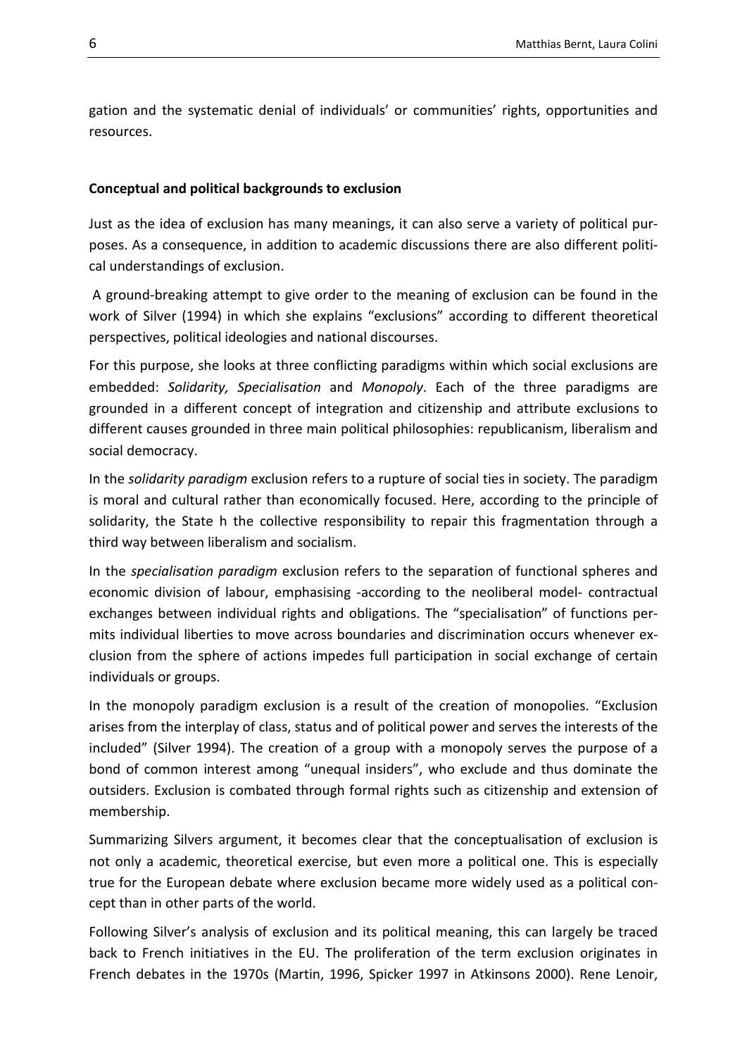gation and the systematic denial of individuals' or communities' rights, opportunities and resources.

### Conceptual and political backgrounds to exclusion

Just as the idea of exclusion has many meanings, it can also serve a variety of political purposes. As a consequence, in addition to academic discussions there are also different political understandings of exclusion.

A ground-breaking attempt to give order to the meaning of exclusion can be found in the work of Silver (1994) in which she explains "exclusions" according to different theoretical perspectives, political ideologies and national discourses.

For this purpose, she looks at three conflicting paradigms within which social exclusions are embedded: *Solidarity, Specialisation* and *Monopoly*. Each of the three paradigms are grounded in a different concept of integration and citizenship and attribute exclusions to different causes grounded in three main political philosophies: republicanism, liberalism and social democracy.

In the *solidarity paradigm* exclusion refers to a rupture of social ties in society. The paradigm is moral and cultural rather than economically focused. Here, according to the principle of solidarity, the State h the collective responsibility to repair this fragmentation through a third way between liberalism and socialism.

In the *specialisation paradigm* exclusion refers to the separation of functional spheres and economic division of labour, emphasising -according to the neoliberal model- contractual exchanges between individual rights and obligations. The "specialisation" of functions permits individual liberties to move across boundaries and discrimination occurs whenever exclusion from the sphere of actions impedes full participation in social exchange of certain individuals or groups.

In the monopoly paradigm exclusion is a result of the creation of monopolies. "Exclusion arises from the interplay of class, status and of political power and serves the interests of the included" (Silver 1994). The creation of a group with a monopoly serves the purpose of a bond of common interest among "unequal insiders", who exclude and thus dominate the outsiders. Exclusion is combated through formal rights such as citizenship and extension of membership.

Summarizing Silvers argument, it becomes clear that the conceptualisation of exclusion is not only a academic, theoretical exercise, but even more a political one. This is especially true for the European debate where exclusion became more widely used as a political concept than in other parts of the world.

Following Silver's analysis of exclusion and its political meaning, this can largely be traced back to French initiatives in the EU. The proliferation of the term exclusion originates in French debates in the 1970s (Martin, 1996, Spicker 1997 in Atkinsons 2000). Rene Lenoir,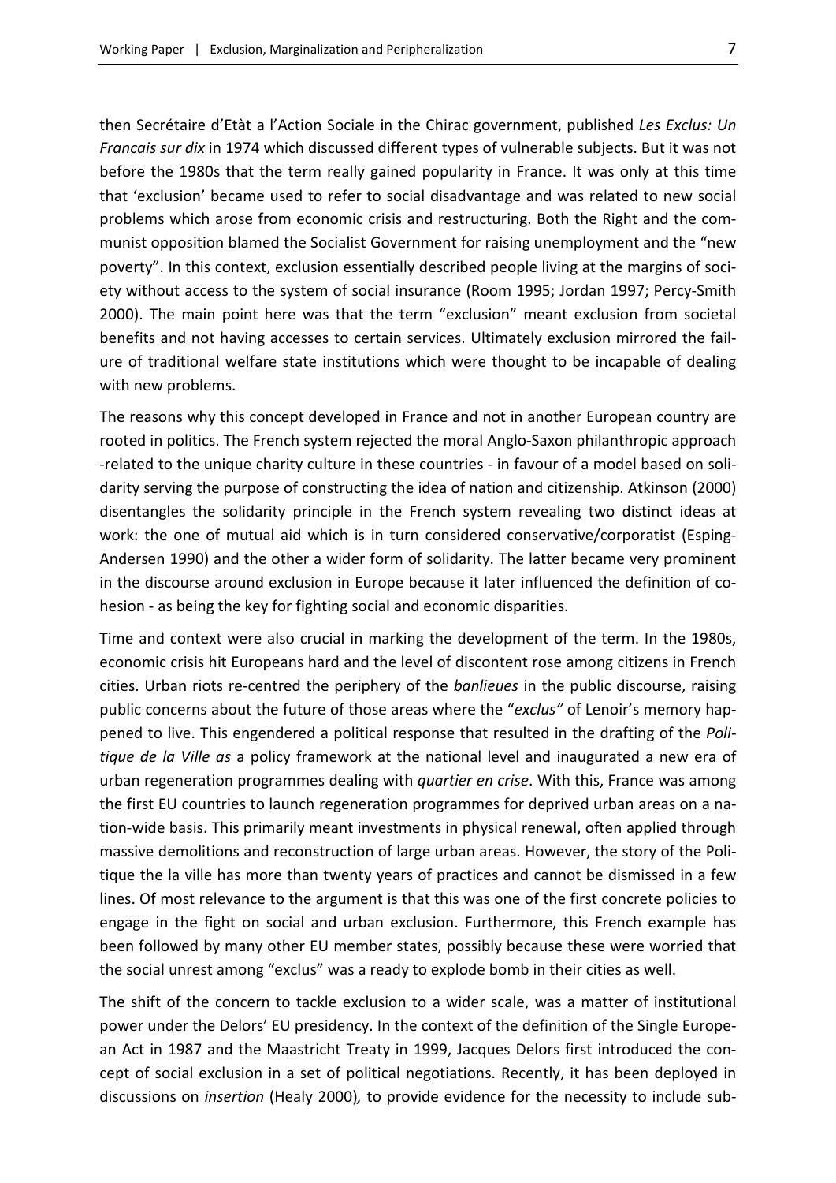then Secrétaire d'Etàt a l'Action Sociale in the Chirac government, published *Les Exclus: Un Francais sur dix* in 1974 which discussed different types of vulnerable subjects. But it was not before the 1980s that the term really gained popularity in France. It was only at this time that 'exclusion' became used to refer to social disadvantage and was related to new social problems which arose from economic crisis and restructuring. Both the Right and the communist opposition blamed the Socialist Government for raising unemployment and the "new poverty". In this context, exclusion essentially described people living at the margins of society without access to the system of social insurance (Room 1995; Jordan 1997; Percy-Smith 2000). The main point here was that the term "exclusion" meant exclusion from societal benefits and not having accesses to certain services. Ultimately exclusion mirrored the failure of traditional welfare state institutions which were thought to be incapable of dealing with new problems.

The reasons why this concept developed in France and not in another European country are rooted in politics. The French system rejected the moral Anglo-Saxon philanthropic approach -related to the unique charity culture in these countries - in favour of a model based on solidarity serving the purpose of constructing the idea of nation and citizenship. Atkinson (2000) disentangles the solidarity principle in the French system revealing two distinct ideas at work: the one of mutual aid which is in turn considered conservative/corporatist (Esping-Andersen 1990) and the other a wider form of solidarity. The latter became very prominent in the discourse around exclusion in Europe because it later influenced the definition of cohesion - as being the key for fighting social and economic disparities.

Time and context were also crucial in marking the development of the term. In the 1980s, economic crisis hit Europeans hard and the level of discontent rose among citizens in French cities. Urban riots re-centred the periphery of the *banlieues* in the public discourse, raising public concerns about the future of those areas where the "*exclus"* of Lenoir's memory happened to live. This engendered a political response that resulted in the drafting of the *Politique de la Ville as* a policy framework at the national level and inaugurated a new era of urban regeneration programmes dealing with *quartier en crise*. With this, France was among the first EU countries to launch regeneration programmes for deprived urban areas on a nation-wide basis. This primarily meant investments in physical renewal, often applied through massive demolitions and reconstruction of large urban areas. However, the story of the Politique the la ville has more than twenty years of practices and cannot be dismissed in a few lines. Of most relevance to the argument is that this was one of the first concrete policies to engage in the fight on social and urban exclusion. Furthermore, this French example has been followed by many other EU member states, possibly because these were worried that the social unrest among "exclus" was a ready to explode bomb in their cities as well.

The shift of the concern to tackle exclusion to a wider scale, was a matter of institutional power under the Delors' EU presidency. In the context of the definition of the Single European Act in 1987 and the Maastricht Treaty in 1999, Jacques Delors first introduced the concept of social exclusion in a set of political negotiations. Recently, it has been deployed in discussions on *insertion* (Healy 2000)*,* to provide evidence for the necessity to include sub-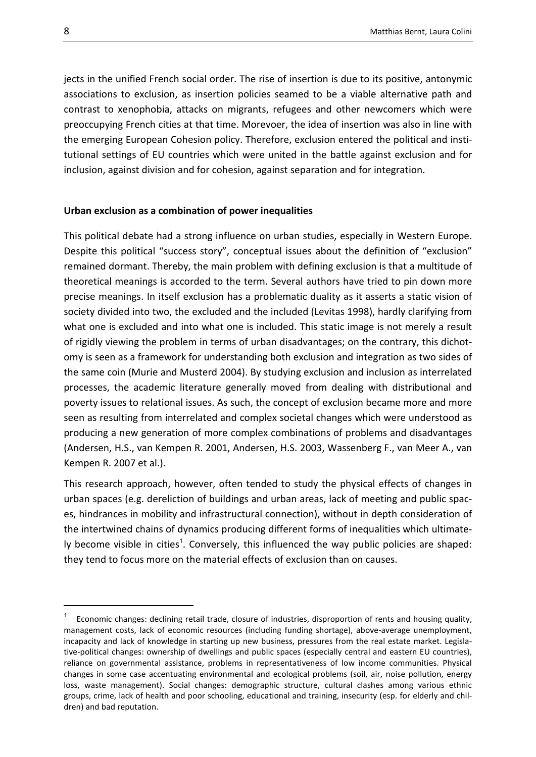jects in the unified French social order. The rise of insertion is due to its positive, antonymic associations to exclusion, as insertion policies seamed to be a viable alternative path and contrast to xenophobia, attacks on migrants, refugees and other newcomers which were preoccupying French cities at that time. Morevoer, the idea of insertion was also in line with the emerging European Cohesion policy. Therefore, exclusion entered the political and institutional settings of EU countries which were united in the battle against exclusion and for inclusion, against division and for cohesion, against separation and for integration.

**Urban exclusion as a combination of power inequalities**

This political debate had a strong influence on urban studies, especially in Western Europe. Despite this political "success story", conceptual issues about the definition of "exclusion" remained dormant. Thereby, the main problem with defining exclusion is that a multitude of theoretical meanings is accorded to the term. Several authors have tried to pin down more precise meanings. In itself exclusion has a problematic duality as it asserts a static vision of society divided into two, the excluded and the included (Levitas 1998), hardly clarifying from what one is excluded and into what one is included. This static image is not merely a result of rigidly viewing the problem in terms of urban disadvantages; on the contrary, this dichotomy is seen as a framework for understanding both exclusion and integration as two sides of the same coin (Murie and Musterd 2004). By studying exclusion and inclusion as interrelated processes, the academic literature generally moved from dealing with distributional and poverty issues to relational issues. As such, the concept of exclusion became more and more seen as resulting from interrelated and complex societal changes which were understood as producing a new generation of more complex combinations of problems and disadvantages (Andersen, H.S., van Kempen R. 2001, Andersen, H.S. 2003, Wassenberg F., van Meer A., van Kempen R. 2007 et al.).

This research approach, however, often tended to study the physical effects of changes in urban spaces (e.g. dereliction of buildings and urban areas, lack of meeting and public spaces, hindrances in mobility and infrastructural connection), without in depth consideration of the intertwined chains of dynamics producing different forms of inequalities which ultimately become visible in cities[1]. Conversely, this influenced the way public policies are shaped: they tend to focus more on the material effects of exclusion than on causes.

[1] Economic changes: declining retail trade, closure of industries, disproportion of rents and housing quality, management costs, lack of economic resources (including funding shortage), above-average unemployment, incapacity and lack of knowledge in starting up new business, pressures from the real estate market. Legislative-political changes: ownership of dwellings and public spaces (especially central and eastern EU countries), reliance on governmental assistance, problems in representativeness of low income communities. Physical changes in some case accentuating environmental and ecological problems (soil, air, noise pollution, energy loss, waste management). Social changes: demographic structure, cultural clashes among various ethnic groups, crime, lack of health and poor schooling, educational and training, insecurity (esp. for elderly and children) and bad reputation.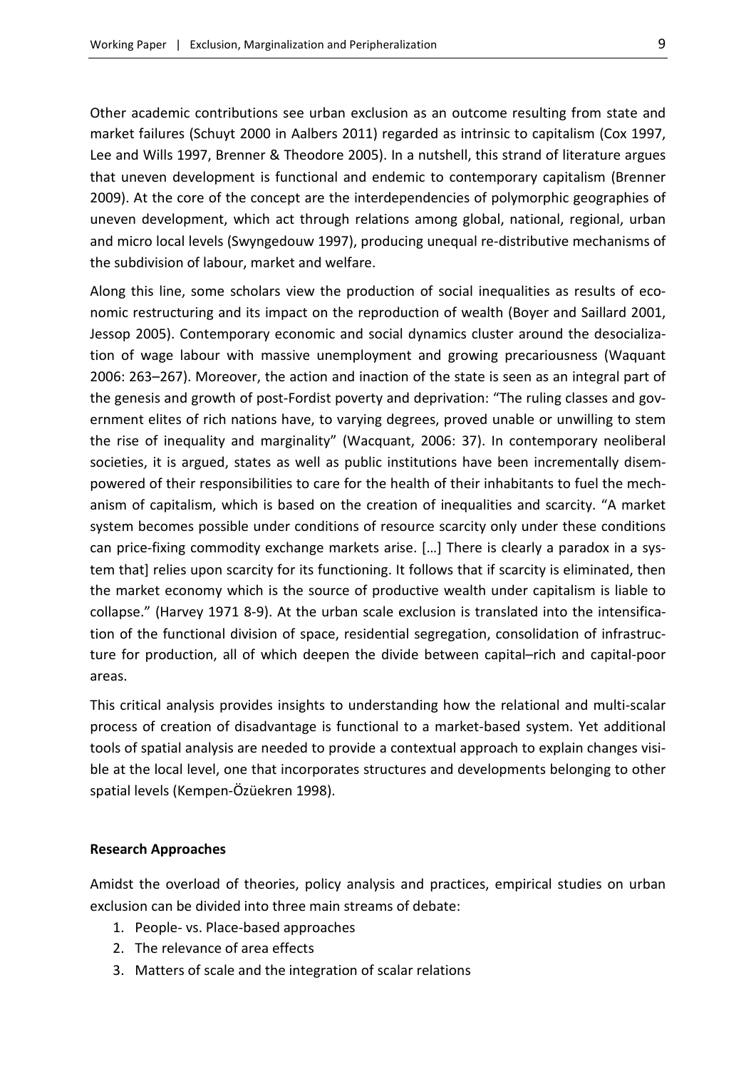Other academic contributions see urban exclusion as an outcome resulting from state and market failures (Schuyt 2000 in Aalbers 2011) regarded as intrinsic to capitalism (Cox 1997, Lee and Wills 1997, Brenner & Theodore 2005). In a nutshell, this strand of literature argues that uneven development is functional and endemic to contemporary capitalism (Brenner 2009). At the core of the concept are the interdependencies of polymorphic geographies of uneven development, which act through relations among global, national, regional, urban and micro local levels (Swyngedouw 1997), producing unequal re-distributive mechanisms of the subdivision of labour, market and welfare.

Along this line, some scholars view the production of social inequalities as results of economic restructuring and its impact on the reproduction of wealth (Boyer and Saillard 2001, Jessop 2005). Contemporary economic and social dynamics cluster around the desocialization of wage labour with massive unemployment and growing precariousness (Waquant 2006: 263–267). Moreover, the action and inaction of the state is seen as an integral part of the genesis and growth of post-Fordist poverty and deprivation: "The ruling classes and government elites of rich nations have, to varying degrees, proved unable or unwilling to stem the rise of inequality and marginality" (Wacquant, 2006: 37). In contemporary neoliberal societies, it is argued, states as well as public institutions have been incrementally disempowered of their responsibilities to care for the health of their inhabitants to fuel the mechanism of capitalism, which is based on the creation of inequalities and scarcity. "A market system becomes possible under conditions of resource scarcity only under these conditions can price-fixing commodity exchange markets arise. […] There is clearly a paradox in a system that] relies upon scarcity for its functioning. It follows that if scarcity is eliminated, then the market economy which is the source of productive wealth under capitalism is liable to collapse." (Harvey 1971 8-9). At the urban scale exclusion is translated into the intensification of the functional division of space, residential segregation, consolidation of infrastructure for production, all of which deepen the divide between capital–rich and capital-poor areas.

This critical analysis provides insights to understanding how the relational and multi-scalar process of creation of disadvantage is functional to a market-based system. Yet additional tools of spatial analysis are needed to provide a contextual approach to explain changes visible at the local level, one that incorporates structures and developments belonging to other spatial levels (Kempen-Özüekren 1998).

**Research Approaches**

Amidst the overload of theories, policy analysis and practices, empirical studies on urban exclusion can be divided into three main streams of debate:

1. People- vs. Place-based approaches
2. The relevance of area effects
3. Matters of scale and the integration of scalar relations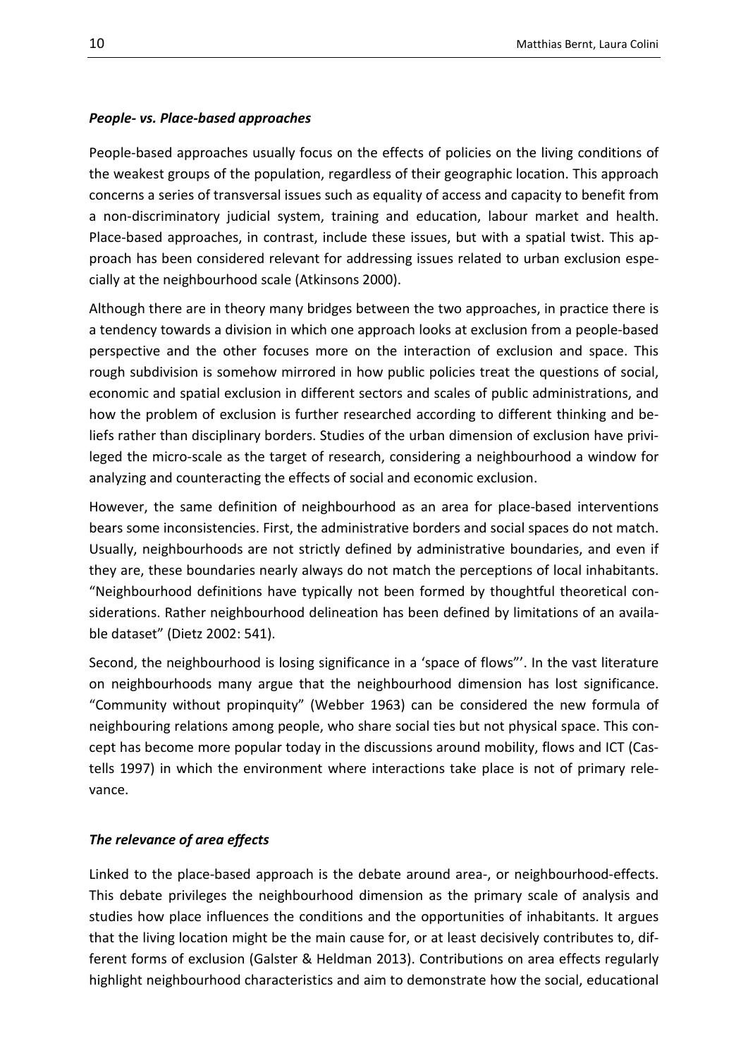### *People- vs. Place-based approaches*

People-based approaches usually focus on the effects of policies on the living conditions of the weakest groups of the population, regardless of their geographic location. This approach concerns a series of transversal issues such as equality of access and capacity to benefit from a non-discriminatory judicial system, training and education, labour market and health. Place-based approaches, in contrast, include these issues, but with a spatial twist. This approach has been considered relevant for addressing issues related to urban exclusion especially at the neighbourhood scale (Atkinsons 2000).

Although there are in theory many bridges between the two approaches, in practice there is a tendency towards a division in which one approach looks at exclusion from a people-based perspective and the other focuses more on the interaction of exclusion and space. This rough subdivision is somehow mirrored in how public policies treat the questions of social, economic and spatial exclusion in different sectors and scales of public administrations, and how the problem of exclusion is further researched according to different thinking and beliefs rather than disciplinary borders. Studies of the urban dimension of exclusion have privileged the micro-scale as the target of research, considering a neighbourhood a window for analyzing and counteracting the effects of social and economic exclusion.

However, the same definition of neighbourhood as an area for place-based interventions bears some inconsistencies. First, the administrative borders and social spaces do not match. Usually, neighbourhoods are not strictly defined by administrative boundaries, and even if they are, these boundaries nearly always do not match the perceptions of local inhabitants. "Neighbourhood definitions have typically not been formed by thoughtful theoretical considerations. Rather neighbourhood delineation has been defined by limitations of an available dataset" (Dietz 2002: 541).

Second, the neighbourhood is losing significance in a 'space of flows"'. In the vast literature on neighbourhoods many argue that the neighbourhood dimension has lost significance. "Community without propinquity" (Webber 1963) can be considered the new formula of neighbouring relations among people, who share social ties but not physical space. This concept has become more popular today in the discussions around mobility, flows and ICT (Castells 1997) in which the environment where interactions take place is not of primary relevance.

### *The relevance of area effects*

Linked to the place-based approach is the debate around area-, or neighbourhood-effects. This debate privileges the neighbourhood dimension as the primary scale of analysis and studies how place influences the conditions and the opportunities of inhabitants. It argues that the living location might be the main cause for, or at least decisively contributes to, different forms of exclusion (Galster & Heldman 2013). Contributions on area effects regularly highlight neighbourhood characteristics and aim to demonstrate how the social, educational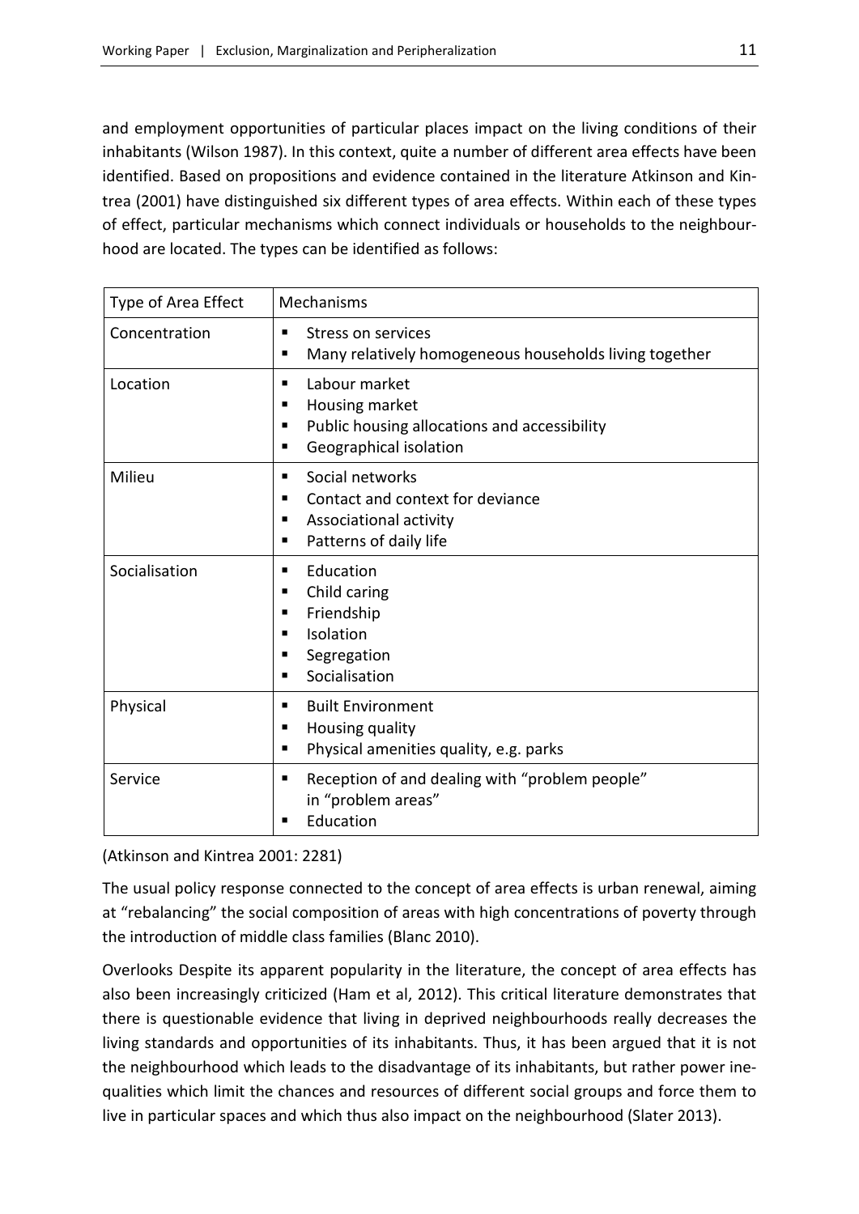and employment opportunities of particular places impact on the living conditions of their inhabitants (Wilson 1987). In this context, quite a number of different area effects have been identified. Based on propositions and evidence contained in the literature Atkinson and Kintrea (2001) have distinguished six different types of area effects. Within each of these types of effect, particular mechanisms which connect individuals or households to the neighbourhood are located. The types can be identified as follows:

| Type of Area Effect | Mechanisms |
|---|---|
| Concentration | ▪ Stress on services<br>▪ Many relatively homogeneous households living together |
| Location | ▪ Labour market<br>▪ Housing market<br>▪ Public housing allocations and accessibility<br>▪ Geographical isolation |
| Milieu | ▪ Social networks<br>▪ Contact and context for deviance<br>▪ Associational activity<br>▪ Patterns of daily life |
| Socialisation | ▪ Education<br>▪ Child caring<br>▪ Friendship<br>▪ Isolation<br>▪ Segregation<br>▪ Socialisation |
| Physical | ▪ Built Environment<br>▪ Housing quality<br>▪ Physical amenities quality, e.g. parks |
| Service | ▪ Reception of and dealing with "problem people" in "problem areas"<br>▪ Education |

(Atkinson and Kintrea 2001: 2281)

The usual policy response connected to the concept of area effects is urban renewal, aiming at "rebalancing" the social composition of areas with high concentrations of poverty through the introduction of middle class families (Blanc 2010).

Overlooks Despite its apparent popularity in the literature, the concept of area effects has also been increasingly criticized (Ham et al, 2012). This critical literature demonstrates that there is questionable evidence that living in deprived neighbourhoods really decreases the living standards and opportunities of its inhabitants. Thus, it has been argued that it is not the neighbourhood which leads to the disadvantage of its inhabitants, but rather power inequalities which limit the chances and resources of different social groups and force them to live in particular spaces and which thus also impact on the neighbourhood (Slater 2013).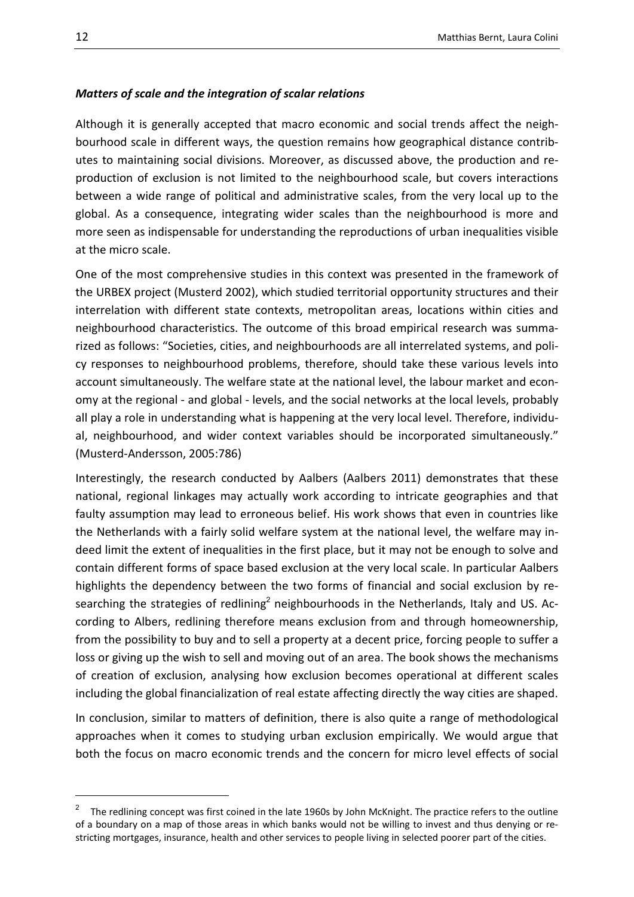### *Matters of scale and the integration of scalar relations*

Although it is generally accepted that macro economic and social trends affect the neighbourhood scale in different ways, the question remains how geographical distance contributes to maintaining social divisions. Moreover, as discussed above, the production and reproduction of exclusion is not limited to the neighbourhood scale, but covers interactions between a wide range of political and administrative scales, from the very local up to the global. As a consequence, integrating wider scales than the neighbourhood is more and more seen as indispensable for understanding the reproductions of urban inequalities visible at the micro scale.

One of the most comprehensive studies in this context was presented in the framework of the URBEX project (Musterd 2002), which studied territorial opportunity structures and their interrelation with different state contexts, metropolitan areas, locations within cities and neighbourhood characteristics. The outcome of this broad empirical research was summarized as follows: "Societies, cities, and neighbourhoods are all interrelated systems, and policy responses to neighbourhood problems, therefore, should take these various levels into account simultaneously. The welfare state at the national level, the labour market and economy at the regional - and global - levels, and the social networks at the local levels, probably all play a role in understanding what is happening at the very local level. Therefore, individual, neighbourhood, and wider context variables should be incorporated simultaneously." (Musterd-Andersson, 2005:786)

Interestingly, the research conducted by Aalbers (Aalbers 2011) demonstrates that these national, regional linkages may actually work according to intricate geographies and that faulty assumption may lead to erroneous belief. His work shows that even in countries like the Netherlands with a fairly solid welfare system at the national level, the welfare may indeed limit the extent of inequalities in the first place, but it may not be enough to solve and contain different forms of space based exclusion at the very local scale. In particular Aalbers highlights the dependency between the two forms of financial and social exclusion by researching the strategies of redlining[2] neighbourhoods in the Netherlands, Italy and US. According to Albers, redlining therefore means exclusion from and through homeownership, from the possibility to buy and to sell a property at a decent price, forcing people to suffer a loss or giving up the wish to sell and moving out of an area. The book shows the mechanisms of creation of exclusion, analysing how exclusion becomes operational at different scales including the global financialization of real estate affecting directly the way cities are shaped.

In conclusion, similar to matters of definition, there is also quite a range of methodological approaches when it comes to studying urban exclusion empirically. We would argue that both the focus on macro economic trends and the concern for micro level effects of social

---

[2] The redlining concept was first coined in the late 1960s by John McKnight. The practice refers to the outline of a boundary on a map of those areas in which banks would not be willing to invest and thus denying or restricting mortgages, insurance, health and other services to people living in selected poorer part of the cities.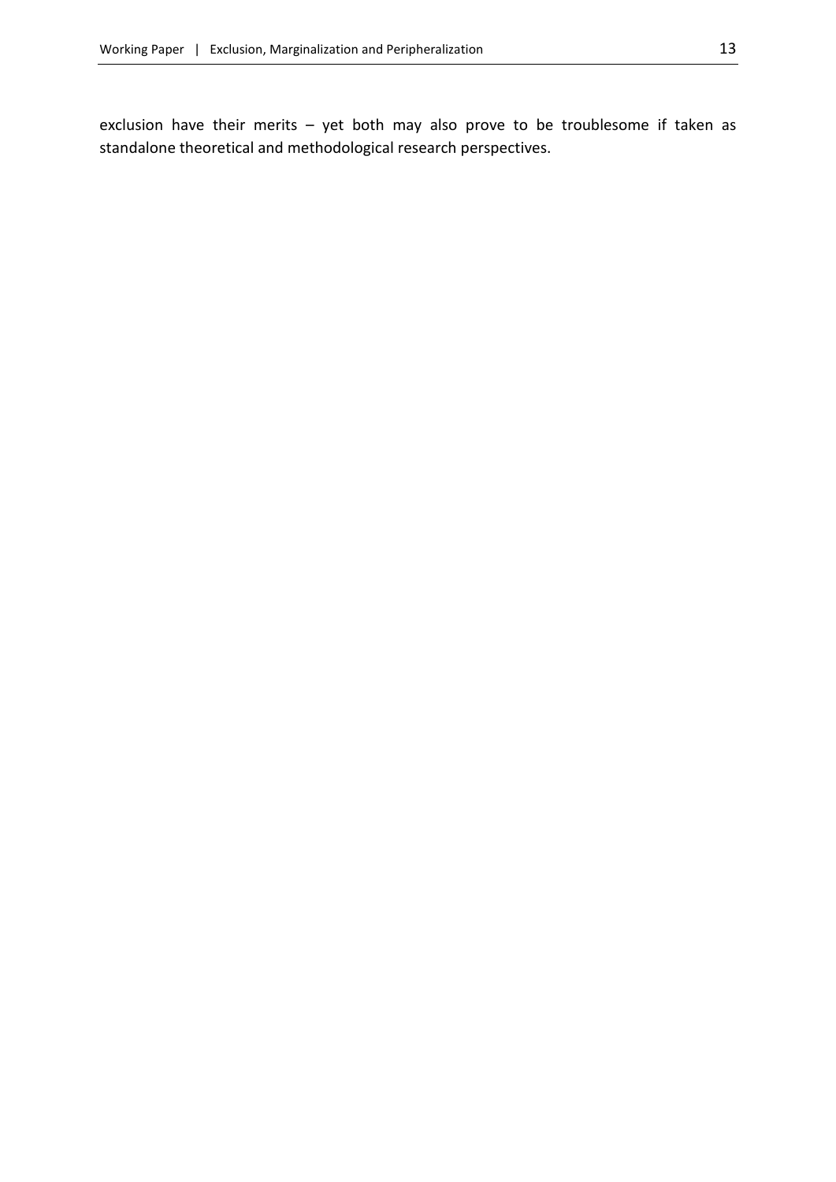exclusion have their merits – yet both may also prove to be troublesome if taken as standalone theoretical and methodological research perspectives.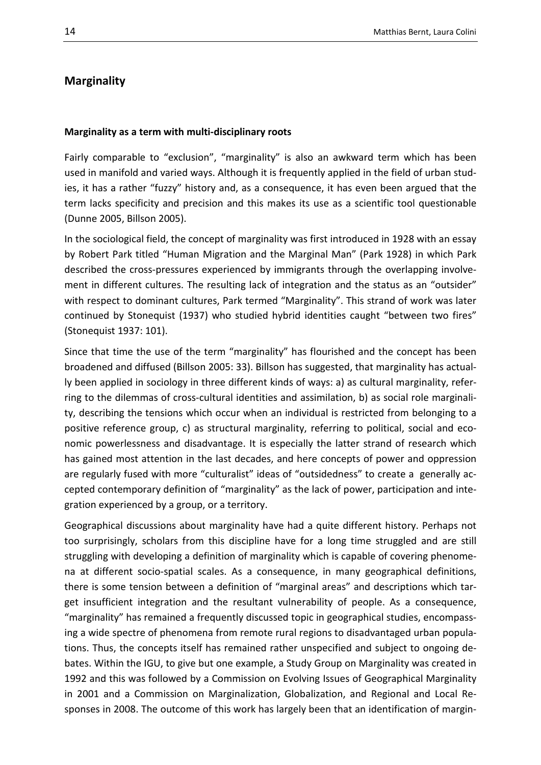## Marginality

### Marginality as a term with multi-disciplinary roots

Fairly comparable to "exclusion", "marginality" is also an awkward term which has been used in manifold and varied ways. Although it is frequently applied in the field of urban studies, it has a rather "fuzzy" history and, as a consequence, it has even been argued that the term lacks specificity and precision and this makes its use as a scientific tool questionable (Dunne 2005, Billson 2005).

In the sociological field, the concept of marginality was first introduced in 1928 with an essay by Robert Park titled "Human Migration and the Marginal Man" (Park 1928) in which Park described the cross-pressures experienced by immigrants through the overlapping involvement in different cultures. The resulting lack of integration and the status as an "outsider" with respect to dominant cultures, Park termed "Marginality". This strand of work was later continued by Stonequist (1937) who studied hybrid identities caught "between two fires" (Stonequist 1937: 101).

Since that time the use of the term "marginality" has flourished and the concept has been broadened and diffused (Billson 2005: 33). Billson has suggested, that marginality has actually been applied in sociology in three different kinds of ways: a) as cultural marginality, referring to the dilemmas of cross-cultural identities and assimilation, b) as social role marginality, describing the tensions which occur when an individual is restricted from belonging to a positive reference group, c) as structural marginality, referring to political, social and economic powerlessness and disadvantage. It is especially the latter strand of research which has gained most attention in the last decades, and here concepts of power and oppression are regularly fused with more "culturalist" ideas of "outsidedness" to create a generally accepted contemporary definition of "marginality" as the lack of power, participation and integration experienced by a group, or a territory.

Geographical discussions about marginality have had a quite different history. Perhaps not too surprisingly, scholars from this discipline have for a long time struggled and are still struggling with developing a definition of marginality which is capable of covering phenomena at different socio-spatial scales. As a consequence, in many geographical definitions, there is some tension between a definition of "marginal areas" and descriptions which target insufficient integration and the resultant vulnerability of people. As a consequence, "marginality" has remained a frequently discussed topic in geographical studies, encompassing a wide spectre of phenomena from remote rural regions to disadvantaged urban populations. Thus, the concepts itself has remained rather unspecified and subject to ongoing debates. Within the IGU, to give but one example, a Study Group on Marginality was created in 1992 and this was followed by a Commission on Evolving Issues of Geographical Marginality in 2001 and a Commission on Marginalization, Globalization, and Regional and Local Responses in 2008. The outcome of this work has largely been that an identification of margin-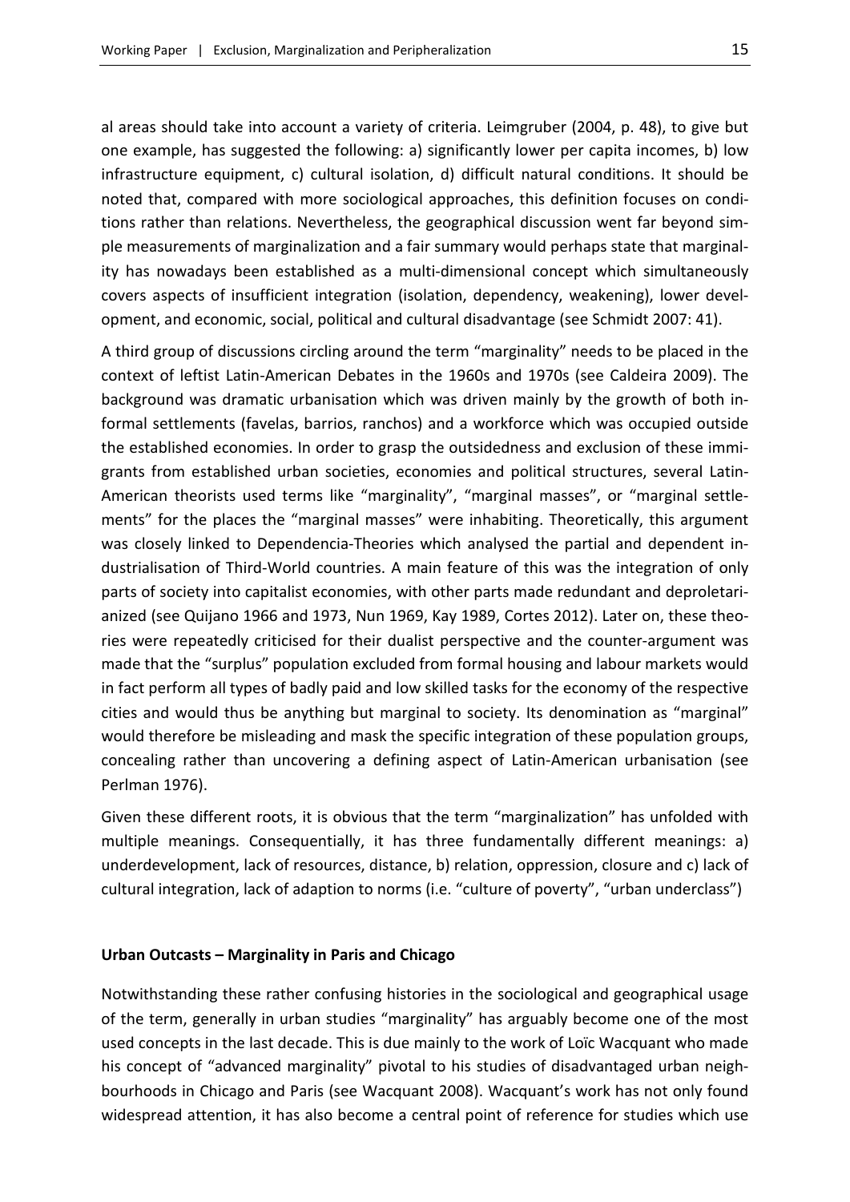al areas should take into account a variety of criteria. Leimgruber (2004, p. 48), to give but one example, has suggested the following: a) significantly lower per capita incomes, b) low infrastructure equipment, c) cultural isolation, d) difficult natural conditions. It should be noted that, compared with more sociological approaches, this definition focuses on conditions rather than relations. Nevertheless, the geographical discussion went far beyond simple measurements of marginalization and a fair summary would perhaps state that marginality has nowadays been established as a multi-dimensional concept which simultaneously covers aspects of insufficient integration (isolation, dependency, weakening), lower development, and economic, social, political and cultural disadvantage (see Schmidt 2007: 41).

A third group of discussions circling around the term "marginality" needs to be placed in the context of leftist Latin-American Debates in the 1960s and 1970s (see Caldeira 2009). The background was dramatic urbanisation which was driven mainly by the growth of both informal settlements (favelas, barrios, ranchos) and a workforce which was occupied outside the established economies. In order to grasp the outsidedness and exclusion of these immigrants from established urban societies, economies and political structures, several Latin-American theorists used terms like "marginality", "marginal masses", or "marginal settlements" for the places the "marginal masses" were inhabiting. Theoretically, this argument was closely linked to Dependencia-Theories which analysed the partial and dependent industrialisation of Third-World countries. A main feature of this was the integration of only parts of society into capitalist economies, with other parts made redundant and deproletarianized (see Quijano 1966 and 1973, Nun 1969, Kay 1989, Cortes 2012). Later on, these theories were repeatedly criticised for their dualist perspective and the counter-argument was made that the "surplus" population excluded from formal housing and labour markets would in fact perform all types of badly paid and low skilled tasks for the economy of the respective cities and would thus be anything but marginal to society. Its denomination as "marginal" would therefore be misleading and mask the specific integration of these population groups, concealing rather than uncovering a defining aspect of Latin-American urbanisation (see Perlman 1976).

Given these different roots, it is obvious that the term "marginalization" has unfolded with multiple meanings. Consequentially, it has three fundamentally different meanings: a) underdevelopment, lack of resources, distance, b) relation, oppression, closure and c) lack of cultural integration, lack of adaption to norms (i.e. "culture of poverty", "urban underclass")

**Urban Outcasts – Marginality in Paris and Chicago**

Notwithstanding these rather confusing histories in the sociological and geographical usage of the term, generally in urban studies "marginality" has arguably become one of the most used concepts in the last decade. This is due mainly to the work of Loïc Wacquant who made his concept of "advanced marginality" pivotal to his studies of disadvantaged urban neighbourhoods in Chicago and Paris (see Wacquant 2008). Wacquant's work has not only found widespread attention, it has also become a central point of reference for studies which use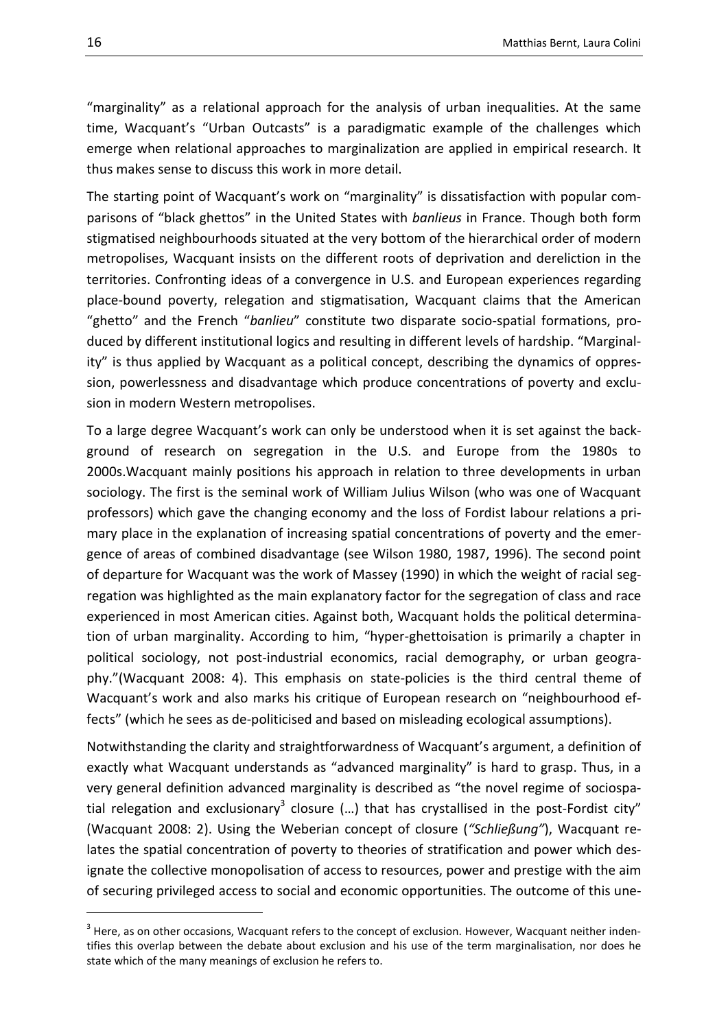"marginality" as a relational approach for the analysis of urban inequalities. At the same time, Wacquant's "Urban Outcasts" is a paradigmatic example of the challenges which emerge when relational approaches to marginalization are applied in empirical research. It thus makes sense to discuss this work in more detail.

The starting point of Wacquant's work on "marginality" is dissatisfaction with popular comparisons of "black ghettos" in the United States with *banlieus* in France. Though both form stigmatised neighbourhoods situated at the very bottom of the hierarchical order of modern metropolises, Wacquant insists on the different roots of deprivation and dereliction in the territories. Confronting ideas of a convergence in U.S. and European experiences regarding place-bound poverty, relegation and stigmatisation, Wacquant claims that the American "ghetto" and the French "*banlieu*" constitute two disparate socio-spatial formations, produced by different institutional logics and resulting in different levels of hardship. "Marginality" is thus applied by Wacquant as a political concept, describing the dynamics of oppression, powerlessness and disadvantage which produce concentrations of poverty and exclusion in modern Western metropolises.

To a large degree Wacquant's work can only be understood when it is set against the background of research on segregation in the U.S. and Europe from the 1980s to 2000s.Wacquant mainly positions his approach in relation to three developments in urban sociology. The first is the seminal work of William Julius Wilson (who was one of Wacquant professors) which gave the changing economy and the loss of Fordist labour relations a primary place in the explanation of increasing spatial concentrations of poverty and the emergence of areas of combined disadvantage (see Wilson 1980, 1987, 1996). The second point of departure for Wacquant was the work of Massey (1990) in which the weight of racial segregation was highlighted as the main explanatory factor for the segregation of class and race experienced in most American cities. Against both, Wacquant holds the political determination of urban marginality. According to him, "hyper-ghettoisation is primarily a chapter in political sociology, not post-industrial economics, racial demography, or urban geography."(Wacquant 2008: 4). This emphasis on state-policies is the third central theme of Wacquant's work and also marks his critique of European research on "neighbourhood effects" (which he sees as de-politicised and based on misleading ecological assumptions).

Notwithstanding the clarity and straightforwardness of Wacquant's argument, a definition of exactly what Wacquant understands as "advanced marginality" is hard to grasp. Thus, in a very general definition advanced marginality is described as "the novel regime of sociospatial relegation and exclusionary[3] closure (…) that has crystallised in the post-Fordist city" (Wacquant 2008: 2). Using the Weberian concept of closure (*"Schließung"*), Wacquant relates the spatial concentration of poverty to theories of stratification and power which designate the collective monopolisation of access to resources, power and prestige with the aim of securing privileged access to social and economic opportunities. The outcome of this une-

[3] Here, as on other occasions, Wacquant refers to the concept of exclusion. However, Wacquant neither indentifies this overlap between the debate about exclusion and his use of the term marginalisation, nor does he state which of the many meanings of exclusion he refers to.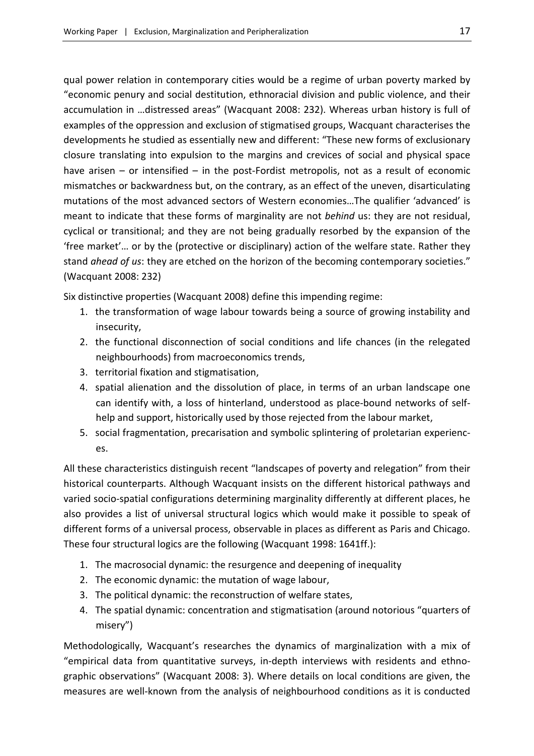qual power relation in contemporary cities would be a regime of urban poverty marked by "economic penury and social destitution, ethnoracial division and public violence, and their accumulation in …distressed areas" (Wacquant 2008: 232). Whereas urban history is full of examples of the oppression and exclusion of stigmatised groups, Wacquant characterises the developments he studied as essentially new and different: "These new forms of exclusionary closure translating into expulsion to the margins and crevices of social and physical space have arisen – or intensified – in the post-Fordist metropolis, not as a result of economic mismatches or backwardness but, on the contrary, as an effect of the uneven, disarticulating mutations of the most advanced sectors of Western economies…The qualifier 'advanced' is meant to indicate that these forms of marginality are not *behind* us: they are not residual, cyclical or transitional; and they are not being gradually resorbed by the expansion of the 'free market'… or by the (protective or disciplinary) action of the welfare state. Rather they stand *ahead of us*: they are etched on the horizon of the becoming contemporary societies." (Wacquant 2008: 232)

Six distinctive properties (Wacquant 2008) define this impending regime:

1. the transformation of wage labour towards being a source of growing instability and insecurity,
2. the functional disconnection of social conditions and life chances (in the relegated neighbourhoods) from macroeconomics trends,
3. territorial fixation and stigmatisation,
4. spatial alienation and the dissolution of place, in terms of an urban landscape one can identify with, a loss of hinterland, understood as place-bound networks of self-help and support, historically used by those rejected from the labour market,
5. social fragmentation, precarisation and symbolic splintering of proletarian experiences.

All these characteristics distinguish recent "landscapes of poverty and relegation" from their historical counterparts. Although Wacquant insists on the different historical pathways and varied socio-spatial configurations determining marginality differently at different places, he also provides a list of universal structural logics which would make it possible to speak of different forms of a universal process, observable in places as different as Paris and Chicago. These four structural logics are the following (Wacquant 1998: 1641ff.):

1. The macrosocial dynamic: the resurgence and deepening of inequality
2. The economic dynamic: the mutation of wage labour,
3. The political dynamic: the reconstruction of welfare states,
4. The spatial dynamic: concentration and stigmatisation (around notorious "quarters of misery")

Methodologically, Wacquant's researches the dynamics of marginalization with a mix of "empirical data from quantitative surveys, in-depth interviews with residents and ethnographic observations" (Wacquant 2008: 3). Where details on local conditions are given, the measures are well-known from the analysis of neighbourhood conditions as it is conducted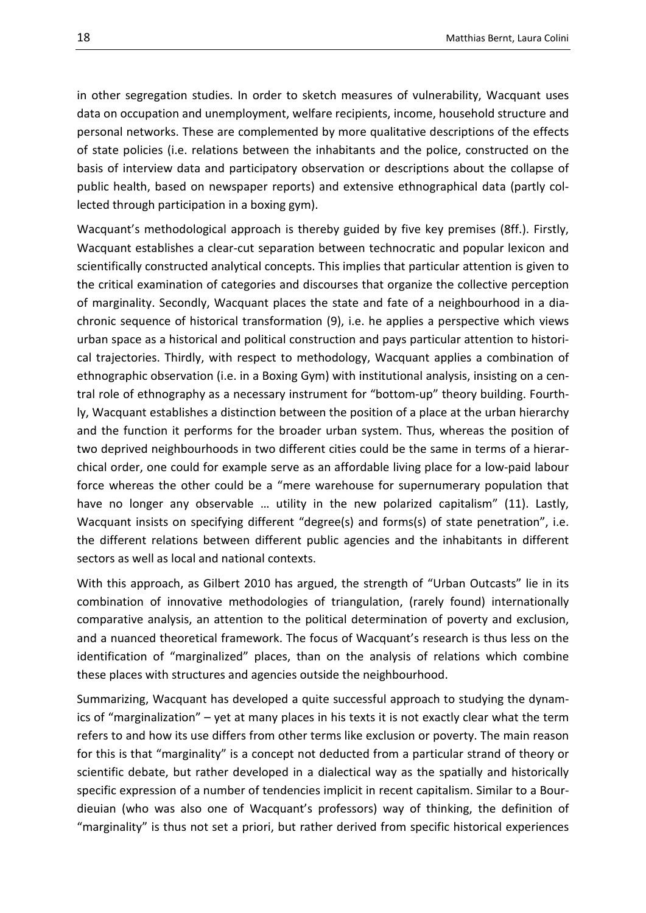in other segregation studies. In order to sketch measures of vulnerability, Wacquant uses data on occupation and unemployment, welfare recipients, income, household structure and personal networks. These are complemented by more qualitative descriptions of the effects of state policies (i.e. relations between the inhabitants and the police, constructed on the basis of interview data and participatory observation or descriptions about the collapse of public health, based on newspaper reports) and extensive ethnographical data (partly collected through participation in a boxing gym).

Wacquant's methodological approach is thereby guided by five key premises (8ff.). Firstly, Wacquant establishes a clear-cut separation between technocratic and popular lexicon and scientifically constructed analytical concepts. This implies that particular attention is given to the critical examination of categories and discourses that organize the collective perception of marginality. Secondly, Wacquant places the state and fate of a neighbourhood in a diachronic sequence of historical transformation (9), i.e. he applies a perspective which views urban space as a historical and political construction and pays particular attention to historical trajectories. Thirdly, with respect to methodology, Wacquant applies a combination of ethnographic observation (i.e. in a Boxing Gym) with institutional analysis, insisting on a central role of ethnography as a necessary instrument for "bottom-up" theory building. Fourthly, Wacquant establishes a distinction between the position of a place at the urban hierarchy and the function it performs for the broader urban system. Thus, whereas the position of two deprived neighbourhoods in two different cities could be the same in terms of a hierarchical order, one could for example serve as an affordable living place for a low-paid labour force whereas the other could be a "mere warehouse for supernumerary population that have no longer any observable … utility in the new polarized capitalism" (11). Lastly, Wacquant insists on specifying different "degree(s) and forms(s) of state penetration", i.e. the different relations between different public agencies and the inhabitants in different sectors as well as local and national contexts.

With this approach, as Gilbert 2010 has argued, the strength of "Urban Outcasts" lie in its combination of innovative methodologies of triangulation, (rarely found) internationally comparative analysis, an attention to the political determination of poverty and exclusion, and a nuanced theoretical framework. The focus of Wacquant's research is thus less on the identification of "marginalized" places, than on the analysis of relations which combine these places with structures and agencies outside the neighbourhood.

Summarizing, Wacquant has developed a quite successful approach to studying the dynamics of "marginalization" – yet at many places in his texts it is not exactly clear what the term refers to and how its use differs from other terms like exclusion or poverty. The main reason for this is that "marginality" is a concept not deducted from a particular strand of theory or scientific debate, but rather developed in a dialectical way as the spatially and historically specific expression of a number of tendencies implicit in recent capitalism. Similar to a Bourdieuian (who was also one of Wacquant's professors) way of thinking, the definition of "marginality" is thus not set a priori, but rather derived from specific historical experiences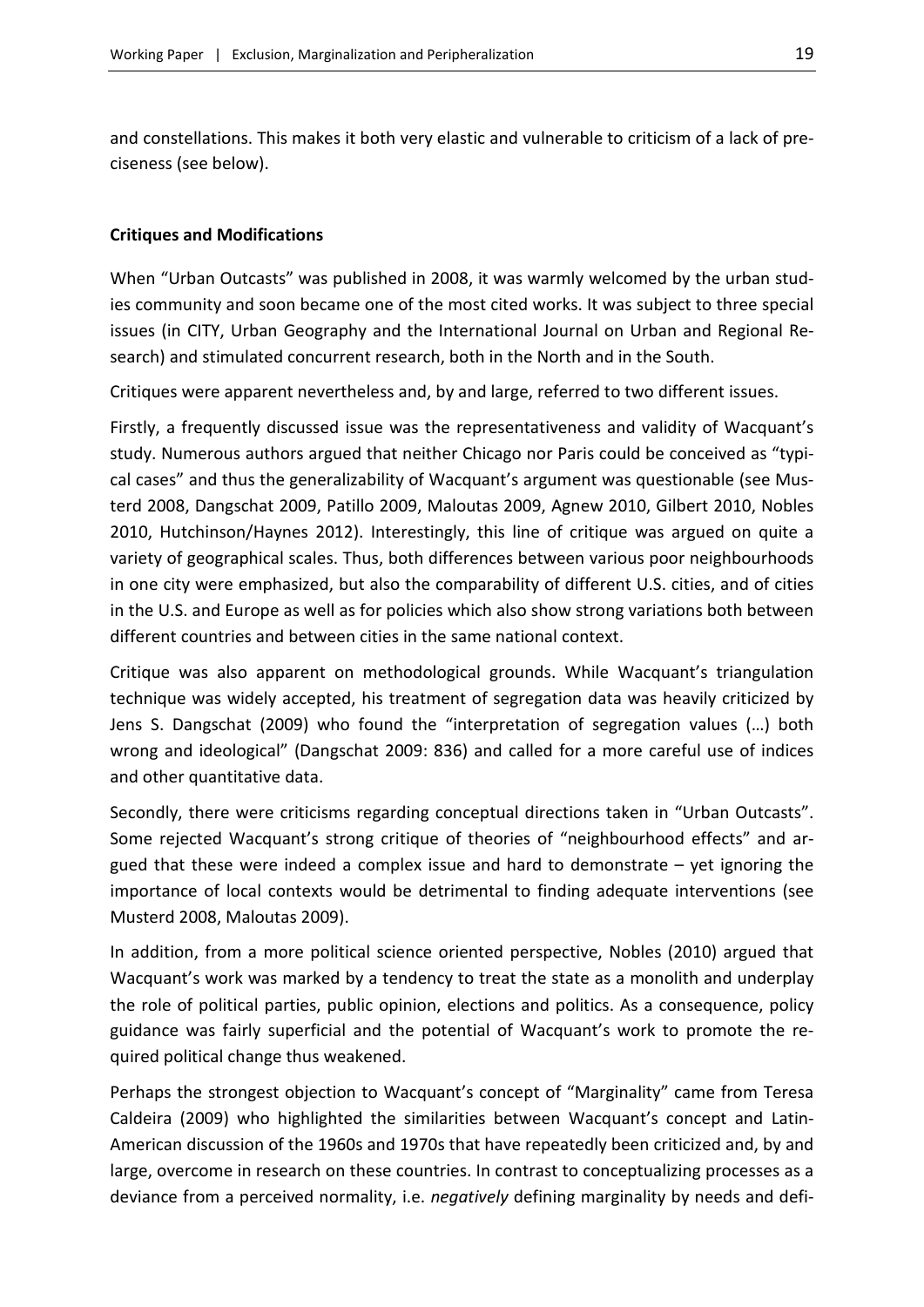and constellations. This makes it both very elastic and vulnerable to criticism of a lack of preciseness (see below).

**Critiques and Modifications**

When "Urban Outcasts" was published in 2008, it was warmly welcomed by the urban studies community and soon became one of the most cited works. It was subject to three special issues (in CITY, Urban Geography and the International Journal on Urban and Regional Research) and stimulated concurrent research, both in the North and in the South.

Critiques were apparent nevertheless and, by and large, referred to two different issues.

Firstly, a frequently discussed issue was the representativeness and validity of Wacquant's study. Numerous authors argued that neither Chicago nor Paris could be conceived as "typical cases" and thus the generalizability of Wacquant's argument was questionable (see Musterd 2008, Dangschat 2009, Patillo 2009, Maloutas 2009, Agnew 2010, Gilbert 2010, Nobles 2010, Hutchinson/Haynes 2012). Interestingly, this line of critique was argued on quite a variety of geographical scales. Thus, both differences between various poor neighbourhoods in one city were emphasized, but also the comparability of different U.S. cities, and of cities in the U.S. and Europe as well as for policies which also show strong variations both between different countries and between cities in the same national context.

Critique was also apparent on methodological grounds. While Wacquant's triangulation technique was widely accepted, his treatment of segregation data was heavily criticized by Jens S. Dangschat (2009) who found the "interpretation of segregation values (…) both wrong and ideological" (Dangschat 2009: 836) and called for a more careful use of indices and other quantitative data.

Secondly, there were criticisms regarding conceptual directions taken in "Urban Outcasts". Some rejected Wacquant's strong critique of theories of "neighbourhood effects" and argued that these were indeed a complex issue and hard to demonstrate – yet ignoring the importance of local contexts would be detrimental to finding adequate interventions (see Musterd 2008, Maloutas 2009).

In addition, from a more political science oriented perspective, Nobles (2010) argued that Wacquant's work was marked by a tendency to treat the state as a monolith and underplay the role of political parties, public opinion, elections and politics. As a consequence, policy guidance was fairly superficial and the potential of Wacquant's work to promote the required political change thus weakened.

Perhaps the strongest objection to Wacquant's concept of "Marginality" came from Teresa Caldeira (2009) who highlighted the similarities between Wacquant's concept and Latin-American discussion of the 1960s and 1970s that have repeatedly been criticized and, by and large, overcome in research on these countries. In contrast to conceptualizing processes as a deviance from a perceived normality, i.e. *negatively* defining marginality by needs and defi-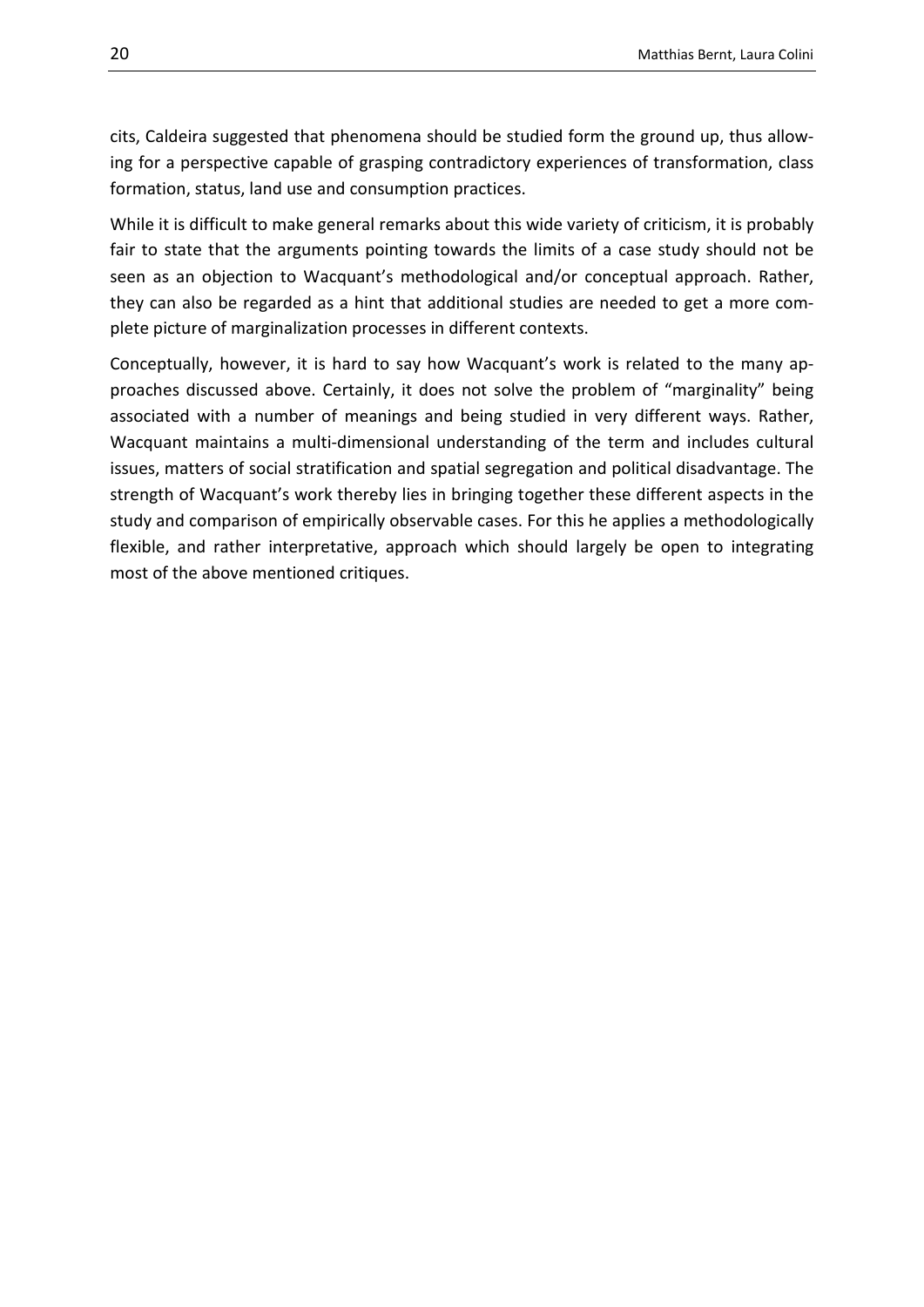cits, Caldeira suggested that phenomena should be studied form the ground up, thus allowing for a perspective capable of grasping contradictory experiences of transformation, class formation, status, land use and consumption practices.

While it is difficult to make general remarks about this wide variety of criticism, it is probably fair to state that the arguments pointing towards the limits of a case study should not be seen as an objection to Wacquant's methodological and/or conceptual approach. Rather, they can also be regarded as a hint that additional studies are needed to get a more complete picture of marginalization processes in different contexts.

Conceptually, however, it is hard to say how Wacquant's work is related to the many approaches discussed above. Certainly, it does not solve the problem of "marginality" being associated with a number of meanings and being studied in very different ways. Rather, Wacquant maintains a multi-dimensional understanding of the term and includes cultural issues, matters of social stratification and spatial segregation and political disadvantage. The strength of Wacquant's work thereby lies in bringing together these different aspects in the study and comparison of empirically observable cases. For this he applies a methodologically flexible, and rather interpretative, approach which should largely be open to integrating most of the above mentioned critiques.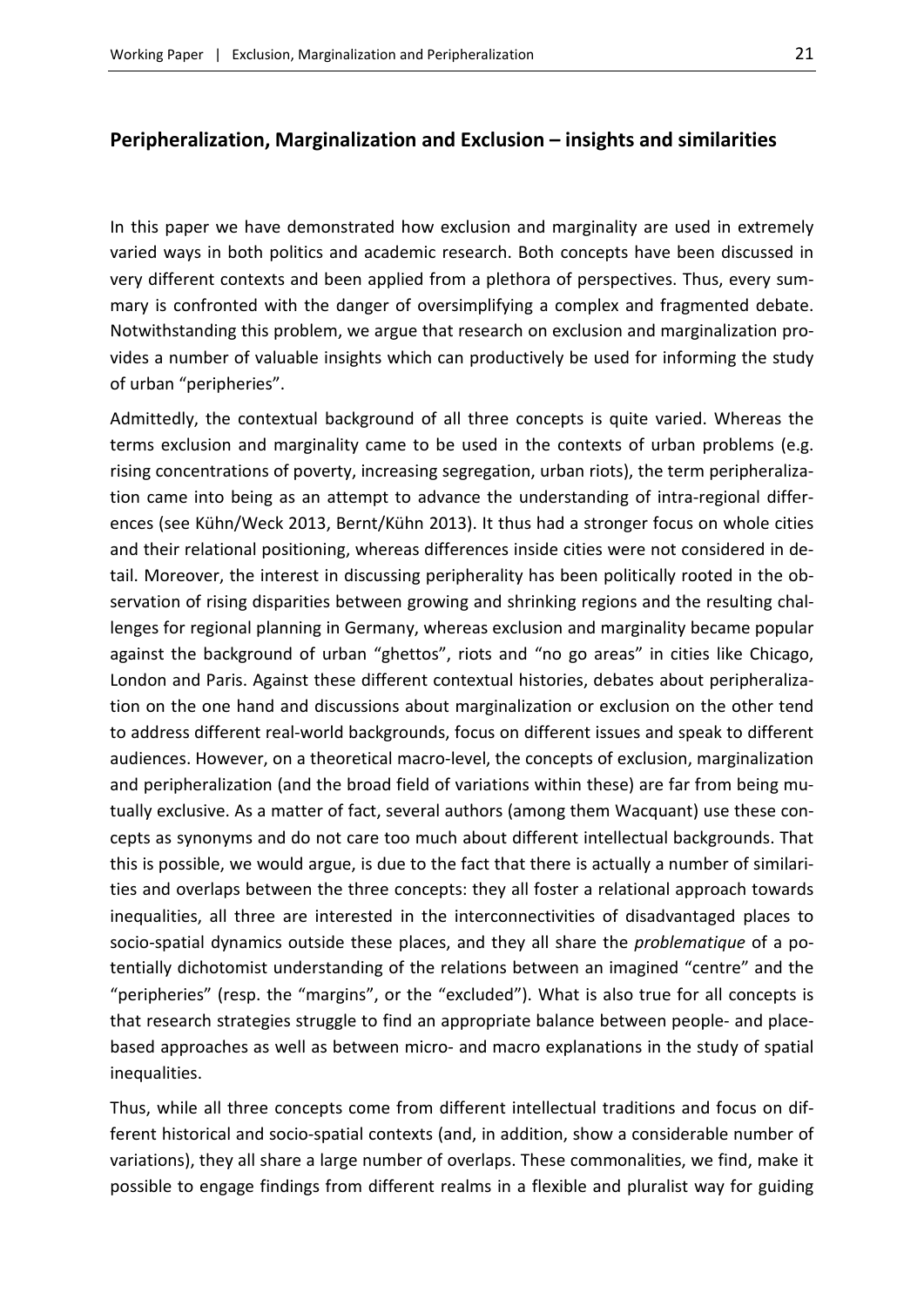## Peripheralization, Marginalization and Exclusion – insights and similarities

In this paper we have demonstrated how exclusion and marginality are used in extremely varied ways in both politics and academic research. Both concepts have been discussed in very different contexts and been applied from a plethora of perspectives. Thus, every summary is confronted with the danger of oversimplifying a complex and fragmented debate. Notwithstanding this problem, we argue that research on exclusion and marginalization provides a number of valuable insights which can productively be used for informing the study of urban "peripheries".

Admittedly, the contextual background of all three concepts is quite varied. Whereas the terms exclusion and marginality came to be used in the contexts of urban problems (e.g. rising concentrations of poverty, increasing segregation, urban riots), the term peripheralization came into being as an attempt to advance the understanding of intra-regional differences (see Kühn/Weck 2013, Bernt/Kühn 2013). It thus had a stronger focus on whole cities and their relational positioning, whereas differences inside cities were not considered in detail. Moreover, the interest in discussing peripherality has been politically rooted in the observation of rising disparities between growing and shrinking regions and the resulting challenges for regional planning in Germany, whereas exclusion and marginality became popular against the background of urban "ghettos", riots and "no go areas" in cities like Chicago, London and Paris. Against these different contextual histories, debates about peripheralization on the one hand and discussions about marginalization or exclusion on the other tend to address different real-world backgrounds, focus on different issues and speak to different audiences. However, on a theoretical macro-level, the concepts of exclusion, marginalization and peripheralization (and the broad field of variations within these) are far from being mutually exclusive. As a matter of fact, several authors (among them Wacquant) use these concepts as synonyms and do not care too much about different intellectual backgrounds. That this is possible, we would argue, is due to the fact that there is actually a number of similarities and overlaps between the three concepts: they all foster a relational approach towards inequalities, all three are interested in the interconnectivities of disadvantaged places to socio-spatial dynamics outside these places, and they all share the *problematique* of a potentially dichotomist understanding of the relations between an imagined "centre" and the "peripheries" (resp. the "margins", or the "excluded"). What is also true for all concepts is that research strategies struggle to find an appropriate balance between people- and place-based approaches as well as between micro- and macro explanations in the study of spatial inequalities.

Thus, while all three concepts come from different intellectual traditions and focus on different historical and socio-spatial contexts (and, in addition, show a considerable number of variations), they all share a large number of overlaps. These commonalities, we find, make it possible to engage findings from different realms in a flexible and pluralist way for guiding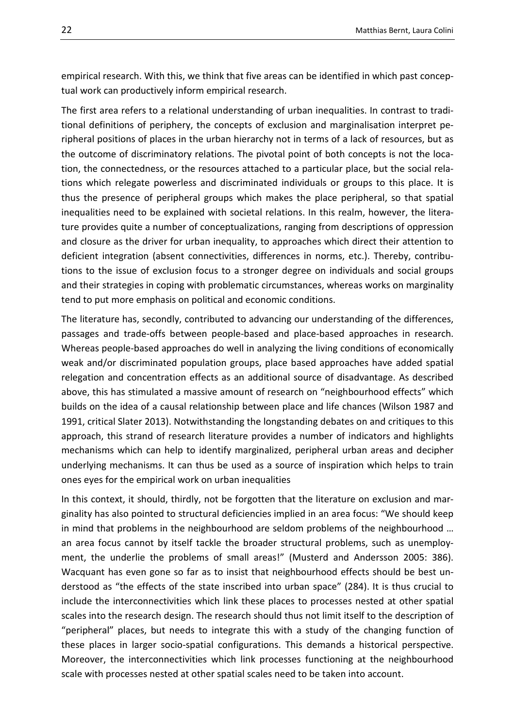empirical research. With this, we think that five areas can be identified in which past conceptual work can productively inform empirical research.

The first area refers to a relational understanding of urban inequalities. In contrast to traditional definitions of periphery, the concepts of exclusion and marginalisation interpret peripheral positions of places in the urban hierarchy not in terms of a lack of resources, but as the outcome of discriminatory relations. The pivotal point of both concepts is not the location, the connectedness, or the resources attached to a particular place, but the social relations which relegate powerless and discriminated individuals or groups to this place. It is thus the presence of peripheral groups which makes the place peripheral, so that spatial inequalities need to be explained with societal relations. In this realm, however, the literature provides quite a number of conceptualizations, ranging from descriptions of oppression and closure as the driver for urban inequality, to approaches which direct their attention to deficient integration (absent connectivities, differences in norms, etc.). Thereby, contributions to the issue of exclusion focus to a stronger degree on individuals and social groups and their strategies in coping with problematic circumstances, whereas works on marginality tend to put more emphasis on political and economic conditions.

The literature has, secondly, contributed to advancing our understanding of the differences, passages and trade-offs between people-based and place-based approaches in research. Whereas people-based approaches do well in analyzing the living conditions of economically weak and/or discriminated population groups, place based approaches have added spatial relegation and concentration effects as an additional source of disadvantage. As described above, this has stimulated a massive amount of research on "neighbourhood effects" which builds on the idea of a causal relationship between place and life chances (Wilson 1987 and 1991, critical Slater 2013). Notwithstanding the longstanding debates on and critiques to this approach, this strand of research literature provides a number of indicators and highlights mechanisms which can help to identify marginalized, peripheral urban areas and decipher underlying mechanisms. It can thus be used as a source of inspiration which helps to train ones eyes for the empirical work on urban inequalities

In this context, it should, thirdly, not be forgotten that the literature on exclusion and marginality has also pointed to structural deficiencies implied in an area focus: "We should keep in mind that problems in the neighbourhood are seldom problems of the neighbourhood … an area focus cannot by itself tackle the broader structural problems, such as unemployment, the underlie the problems of small areas!" (Musterd and Andersson 2005: 386). Wacquant has even gone so far as to insist that neighbourhood effects should be best understood as "the effects of the state inscribed into urban space" (284). It is thus crucial to include the interconnectivities which link these places to processes nested at other spatial scales into the research design. The research should thus not limit itself to the description of "peripheral" places, but needs to integrate this with a study of the changing function of these places in larger socio-spatial configurations. This demands a historical perspective. Moreover, the interconnectivities which link processes functioning at the neighbourhood scale with processes nested at other spatial scales need to be taken into account.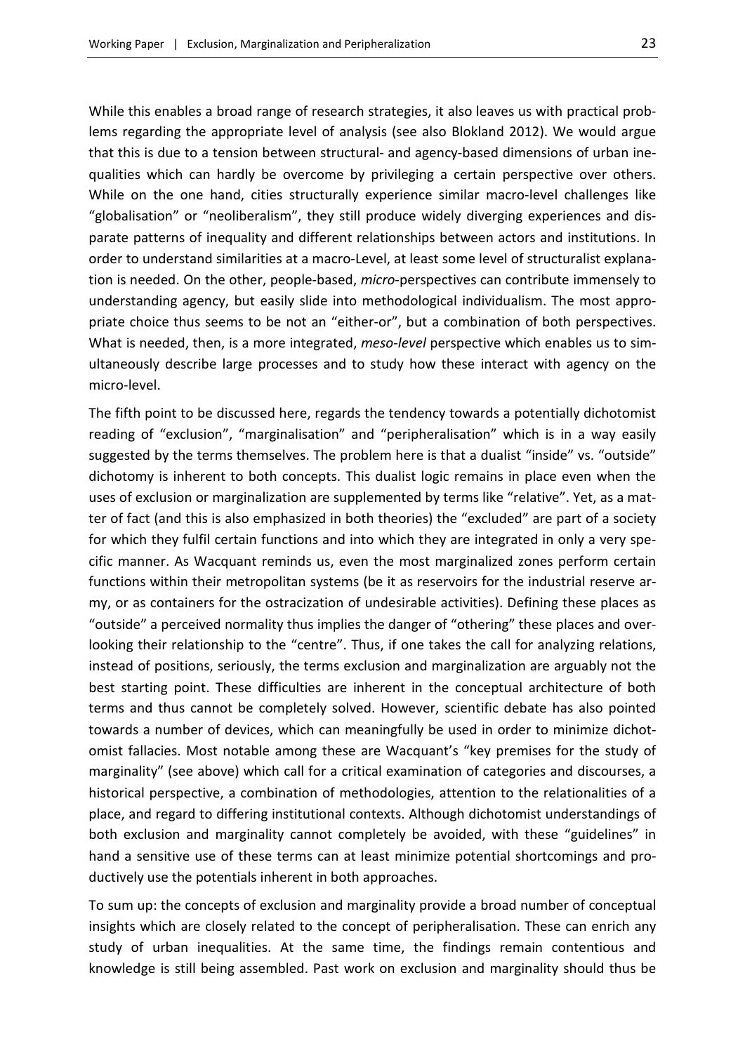While this enables a broad range of research strategies, it also leaves us with practical problems regarding the appropriate level of analysis (see also Blokland 2012). We would argue that this is due to a tension between structural- and agency-based dimensions of urban inequalities which can hardly be overcome by privileging a certain perspective over others. While on the one hand, cities structurally experience similar macro-level challenges like "globalisation" or "neoliberalism", they still produce widely diverging experiences and disparate patterns of inequality and different relationships between actors and institutions. In order to understand similarities at a macro-Level, at least some level of structuralist explanation is needed. On the other, people-based, *micro*-perspectives can contribute immensely to understanding agency, but easily slide into methodological individualism. The most appropriate choice thus seems to be not an "either-or", but a combination of both perspectives. What is needed, then, is a more integrated, *meso-level* perspective which enables us to simultaneously describe large processes and to study how these interact with agency on the micro-level.

The fifth point to be discussed here, regards the tendency towards a potentially dichotomist reading of "exclusion", "marginalisation" and "peripheralisation" which is in a way easily suggested by the terms themselves. The problem here is that a dualist "inside" vs. "outside" dichotomy is inherent to both concepts. This dualist logic remains in place even when the uses of exclusion or marginalization are supplemented by terms like "relative". Yet, as a matter of fact (and this is also emphasized in both theories) the "excluded" are part of a society for which they fulfil certain functions and into which they are integrated in only a very specific manner. As Wacquant reminds us, even the most marginalized zones perform certain functions within their metropolitan systems (be it as reservoirs for the industrial reserve army, or as containers for the ostracization of undesirable activities). Defining these places as "outside" a perceived normality thus implies the danger of "othering" these places and overlooking their relationship to the "centre". Thus, if one takes the call for analyzing relations, instead of positions, seriously, the terms exclusion and marginalization are arguably not the best starting point. These difficulties are inherent in the conceptual architecture of both terms and thus cannot be completely solved. However, scientific debate has also pointed towards a number of devices, which can meaningfully be used in order to minimize dichotomist fallacies. Most notable among these are Wacquant's "key premises for the study of marginality" (see above) which call for a critical examination of categories and discourses, a historical perspective, a combination of methodologies, attention to the relationalities of a place, and regard to differing institutional contexts. Although dichotomist understandings of both exclusion and marginality cannot completely be avoided, with these "guidelines" in hand a sensitive use of these terms can at least minimize potential shortcomings and productively use the potentials inherent in both approaches.

To sum up: the concepts of exclusion and marginality provide a broad number of conceptual insights which are closely related to the concept of peripheralisation. These can enrich any study of urban inequalities. At the same time, the findings remain contentious and knowledge is still being assembled. Past work on exclusion and marginality should thus be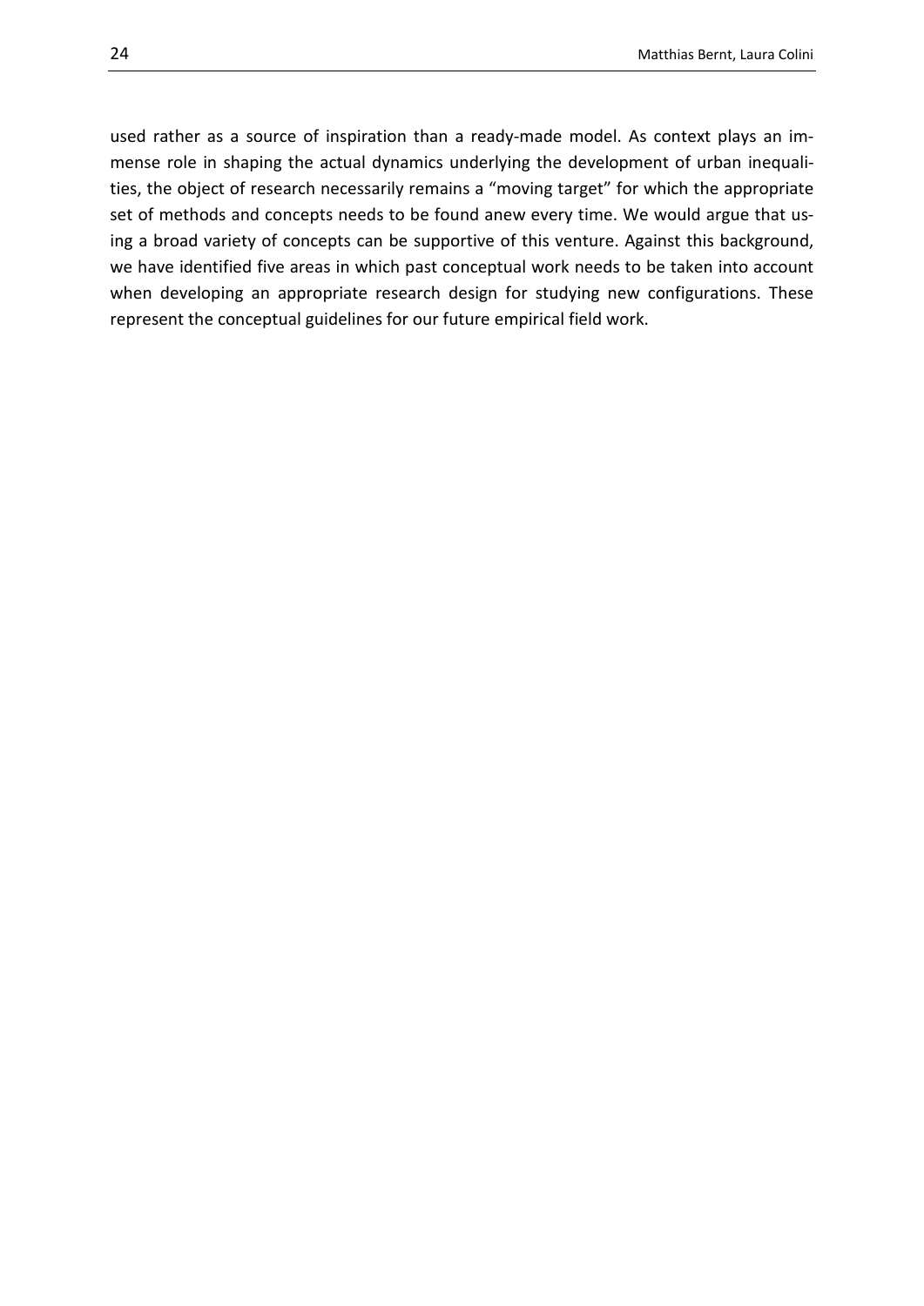used rather as a source of inspiration than a ready-made model. As context plays an immense role in shaping the actual dynamics underlying the development of urban inequalities, the object of research necessarily remains a "moving target" for which the appropriate set of methods and concepts needs to be found anew every time. We would argue that using a broad variety of concepts can be supportive of this venture. Against this background, we have identified five areas in which past conceptual work needs to be taken into account when developing an appropriate research design for studying new configurations. These represent the conceptual guidelines for our future empirical field work.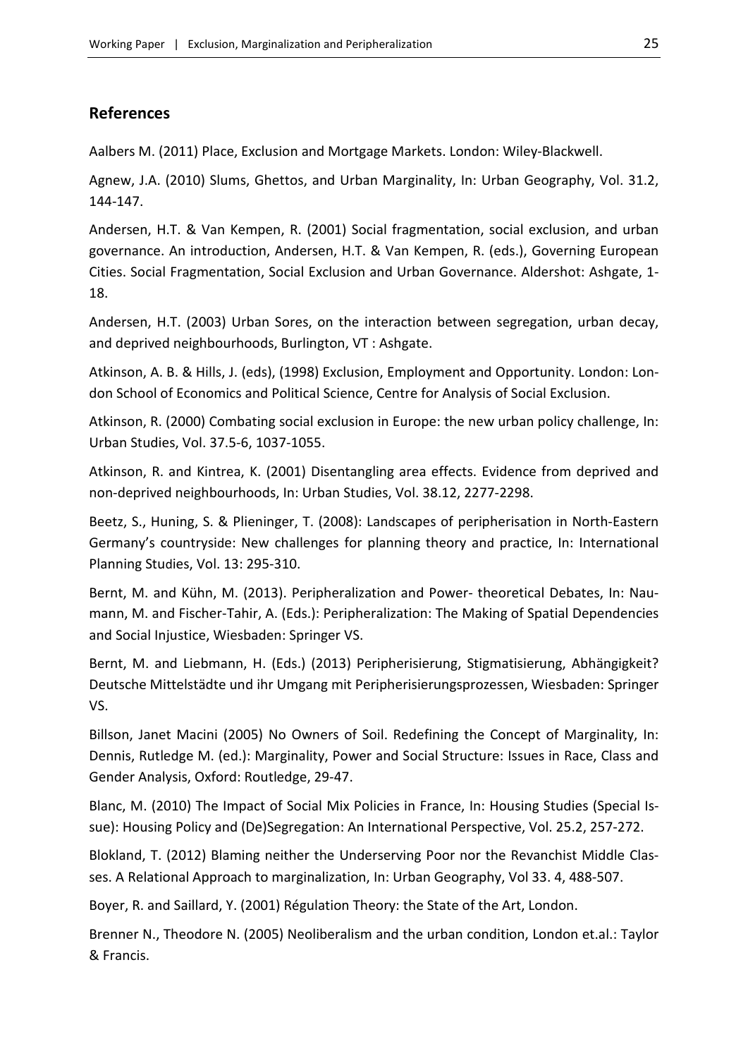## References

Aalbers M. (2011) Place, Exclusion and Mortgage Markets. London: Wiley-Blackwell.

Agnew, J.A. (2010) Slums, Ghettos, and Urban Marginality, In: Urban Geography, Vol. 31.2, 144-147.

Andersen, H.T. & Van Kempen, R. (2001) Social fragmentation, social exclusion, and urban governance. An introduction, Andersen, H.T. & Van Kempen, R. (eds.), Governing European Cities. Social Fragmentation, Social Exclusion and Urban Governance. Aldershot: Ashgate, 1-18.

Andersen, H.T. (2003) Urban Sores, on the interaction between segregation, urban decay, and deprived neighbourhoods, Burlington, VT : Ashgate.

Atkinson, A. B. & Hills, J. (eds), (1998) Exclusion, Employment and Opportunity. London: London School of Economics and Political Science, Centre for Analysis of Social Exclusion.

Atkinson, R. (2000) Combating social exclusion in Europe: the new urban policy challenge, In: Urban Studies, Vol. 37.5-6, 1037-1055.

Atkinson, R. and Kintrea, K. (2001) Disentangling area effects. Evidence from deprived and non-deprived neighbourhoods, In: Urban Studies, Vol. 38.12, 2277-2298.

Beetz, S., Huning, S. & Plieninger, T. (2008): Landscapes of peripherisation in North-Eastern Germany's countryside: New challenges for planning theory and practice, In: International Planning Studies, Vol. 13: 295-310.

Bernt, M. and Kühn, M. (2013). Peripheralization and Power- theoretical Debates, In: Naumann, M. and Fischer-Tahir, A. (Eds.): Peripheralization: The Making of Spatial Dependencies and Social Injustice, Wiesbaden: Springer VS.

Bernt, M. and Liebmann, H. (Eds.) (2013) Peripherisierung, Stigmatisierung, Abhängigkeit? Deutsche Mittelstädte und ihr Umgang mit Peripherisierungsprozessen, Wiesbaden: Springer VS.

Billson, Janet Macini (2005) No Owners of Soil. Redefining the Concept of Marginality, In: Dennis, Rutledge M. (ed.): Marginality, Power and Social Structure: Issues in Race, Class and Gender Analysis, Oxford: Routledge, 29-47.

Blanc, M. (2010) The Impact of Social Mix Policies in France, In: Housing Studies (Special Issue): Housing Policy and (De)Segregation: An International Perspective, Vol. 25.2, 257-272.

Blokland, T. (2012) Blaming neither the Underserving Poor nor the Revanchist Middle Classes. A Relational Approach to marginalization, In: Urban Geography, Vol 33. 4, 488-507.

Boyer, R. and Saillard, Y. (2001) Régulation Theory: the State of the Art, London.

Brenner N., Theodore N. (2005) Neoliberalism and the urban condition, London et.al.: Taylor & Francis.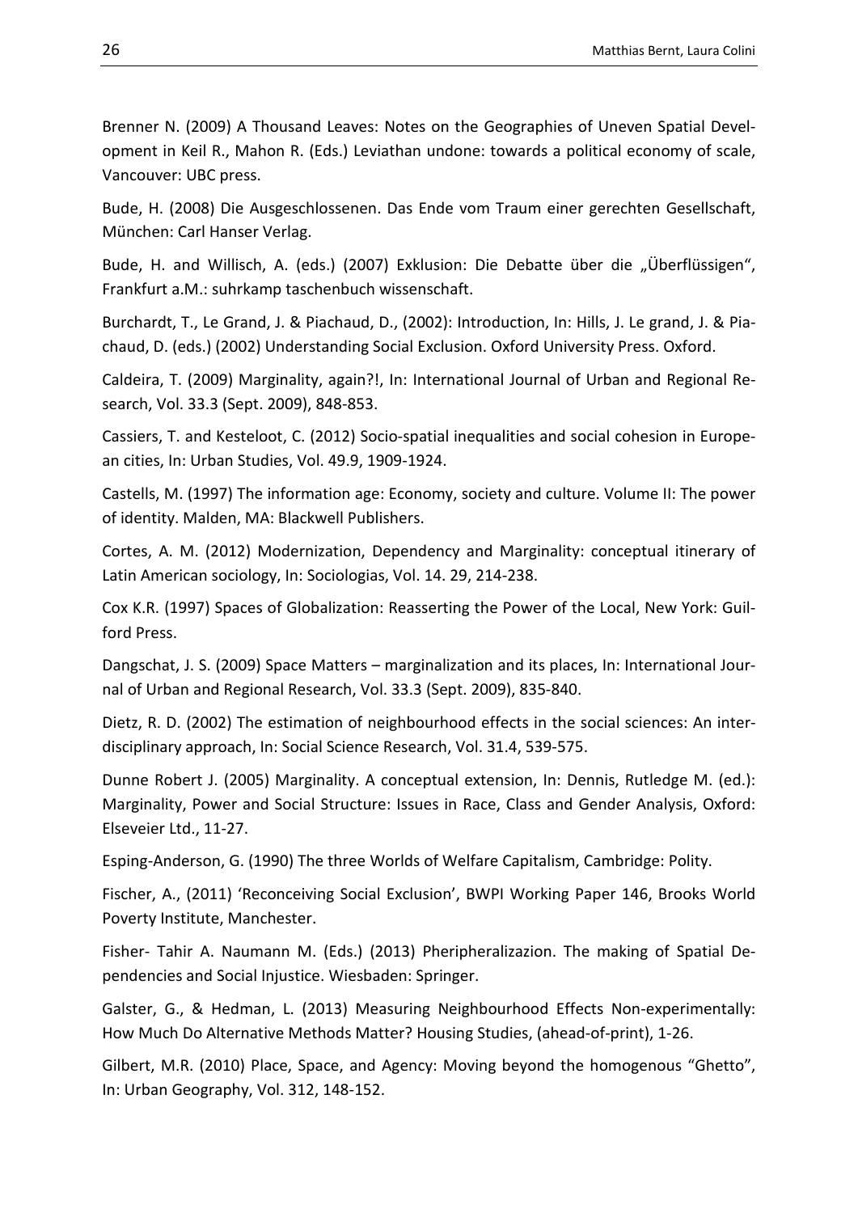Brenner N. (2009) A Thousand Leaves: Notes on the Geographies of Uneven Spatial Development in Keil R., Mahon R. (Eds.) Leviathan undone: towards a political economy of scale, Vancouver: UBC press.

Bude, H. (2008) Die Ausgeschlossenen. Das Ende vom Traum einer gerechten Gesellschaft, München: Carl Hanser Verlag.

Bude, H. and Willisch, A. (eds.) (2007) Exklusion: Die Debatte über die „Überflüssigen“, Frankfurt a.M.: suhrkamp taschenbuch wissenschaft.

Burchardt, T., Le Grand, J. & Piachaud, D., (2002): Introduction, In: Hills, J. Le grand, J. & Piachaud, D. (eds.) (2002) Understanding Social Exclusion. Oxford University Press. Oxford.

Caldeira, T. (2009) Marginality, again?!, In: International Journal of Urban and Regional Research, Vol. 33.3 (Sept. 2009), 848-853.

Cassiers, T. and Kesteloot, C. (2012) Socio-spatial inequalities and social cohesion in European cities, In: Urban Studies, Vol. 49.9, 1909-1924.

Castells, M. (1997) The information age: Economy, society and culture. Volume II: The power of identity. Malden, MA: Blackwell Publishers.

Cortes, A. M. (2012) Modernization, Dependency and Marginality: conceptual itinerary of Latin American sociology, In: Sociologias, Vol. 14. 29, 214-238.

Cox K.R. (1997) Spaces of Globalization: Reasserting the Power of the Local, New York: Guilford Press.

Dangschat, J. S. (2009) Space Matters – marginalization and its places, In: International Journal of Urban and Regional Research, Vol. 33.3 (Sept. 2009), 835-840.

Dietz, R. D. (2002) The estimation of neighbourhood effects in the social sciences: An interdisciplinary approach, In: Social Science Research, Vol. 31.4, 539-575.

Dunne Robert J. (2005) Marginality. A conceptual extension, In: Dennis, Rutledge M. (ed.): Marginality, Power and Social Structure: Issues in Race, Class and Gender Analysis, Oxford: Elseveier Ltd., 11-27.

Esping-Anderson, G. (1990) The three Worlds of Welfare Capitalism, Cambridge: Polity.

Fischer, A., (2011) 'Reconceiving Social Exclusion', BWPI Working Paper 146, Brooks World Poverty Institute, Manchester.

Fisher- Tahir A. Naumann M. (Eds.) (2013) Pheripheralizazion. The making of Spatial Dependencies and Social Injustice. Wiesbaden: Springer.

Galster, G., & Hedman, L. (2013) Measuring Neighbourhood Effects Non-experimentally: How Much Do Alternative Methods Matter? Housing Studies, (ahead-of-print), 1-26.

Gilbert, M.R. (2010) Place, Space, and Agency: Moving beyond the homogenous "Ghetto", In: Urban Geography, Vol. 312, 148-152.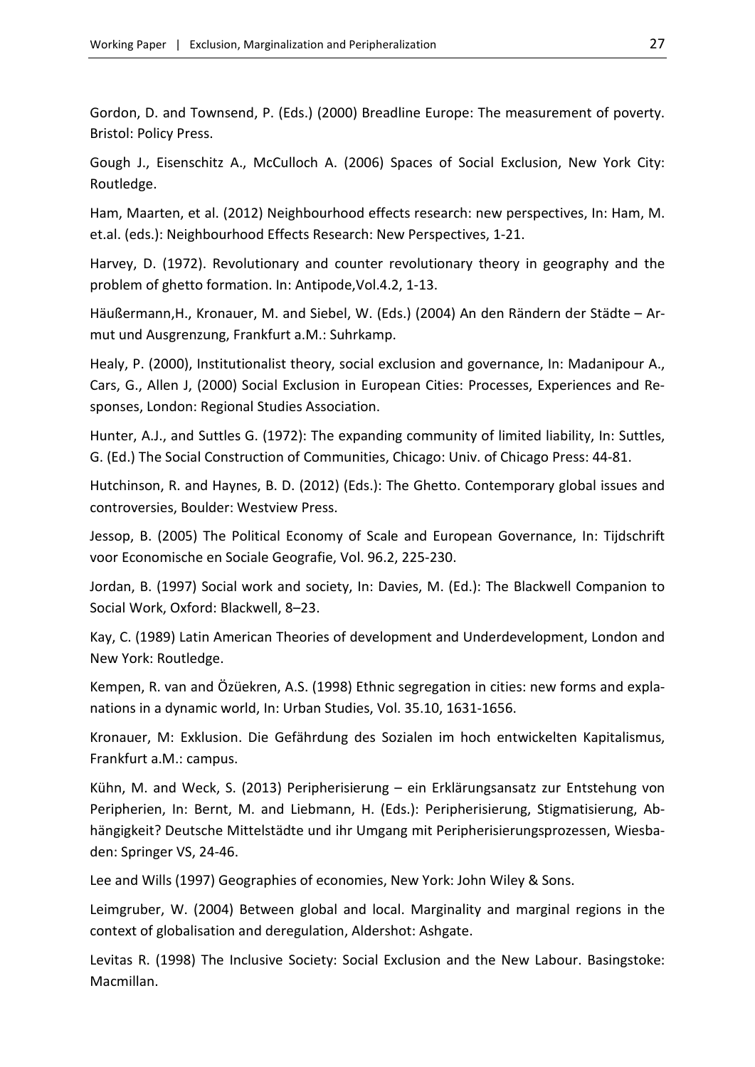Gordon, D. and Townsend, P. (Eds.) (2000) Breadline Europe: The measurement of poverty. Bristol: Policy Press.

Gough J., Eisenschitz A., McCulloch A. (2006) Spaces of Social Exclusion, New York City: Routledge.

Ham, Maarten, et al. (2012) Neighbourhood effects research: new perspectives, In: Ham, M. et.al. (eds.): Neighbourhood Effects Research: New Perspectives, 1-21.

Harvey, D. (1972). Revolutionary and counter revolutionary theory in geography and the problem of ghetto formation. In: Antipode,Vol.4.2, 1-13.

Häußermann,H., Kronauer, M. and Siebel, W. (Eds.) (2004) An den Rändern der Städte – Armut und Ausgrenzung, Frankfurt a.M.: Suhrkamp.

Healy, P. (2000), Institutionalist theory, social exclusion and governance, In: Madanipour A., Cars, G., Allen J, (2000) Social Exclusion in European Cities: Processes, Experiences and Responses, London: Regional Studies Association.

Hunter, A.J., and Suttles G. (1972): The expanding community of limited liability, In: Suttles, G. (Ed.) The Social Construction of Communities, Chicago: Univ. of Chicago Press: 44-81.

Hutchinson, R. and Haynes, B. D. (2012) (Eds.): The Ghetto. Contemporary global issues and controversies, Boulder: Westview Press.

Jessop, B. (2005) The Political Economy of Scale and European Governance, In: Tijdschrift voor Economische en Sociale Geografie, Vol. 96.2, 225-230.

Jordan, B. (1997) Social work and society, In: Davies, M. (Ed.): The Blackwell Companion to Social Work, Oxford: Blackwell, 8–23.

Kay, C. (1989) Latin American Theories of development and Underdevelopment, London and New York: Routledge.

Kempen, R. van and Özüekren, A.S. (1998) Ethnic segregation in cities: new forms and explanations in a dynamic world, In: Urban Studies, Vol. 35.10, 1631-1656.

Kronauer, M: Exklusion. Die Gefährdung des Sozialen im hoch entwickelten Kapitalismus, Frankfurt a.M.: campus.

Kühn, M. and Weck, S. (2013) Peripherisierung – ein Erklärungsansatz zur Entstehung von Peripherien, In: Bernt, M. and Liebmann, H. (Eds.): Peripherisierung, Stigmatisierung, Abhängigkeit? Deutsche Mittelstädte und ihr Umgang mit Peripherisierungsprozessen, Wiesbaden: Springer VS, 24-46.

Lee and Wills (1997) Geographies of economies, New York: John Wiley & Sons.

Leimgruber, W. (2004) Between global and local. Marginality and marginal regions in the context of globalisation and deregulation, Aldershot: Ashgate.

Levitas R. (1998) The Inclusive Society: Social Exclusion and the New Labour. Basingstoke: Macmillan.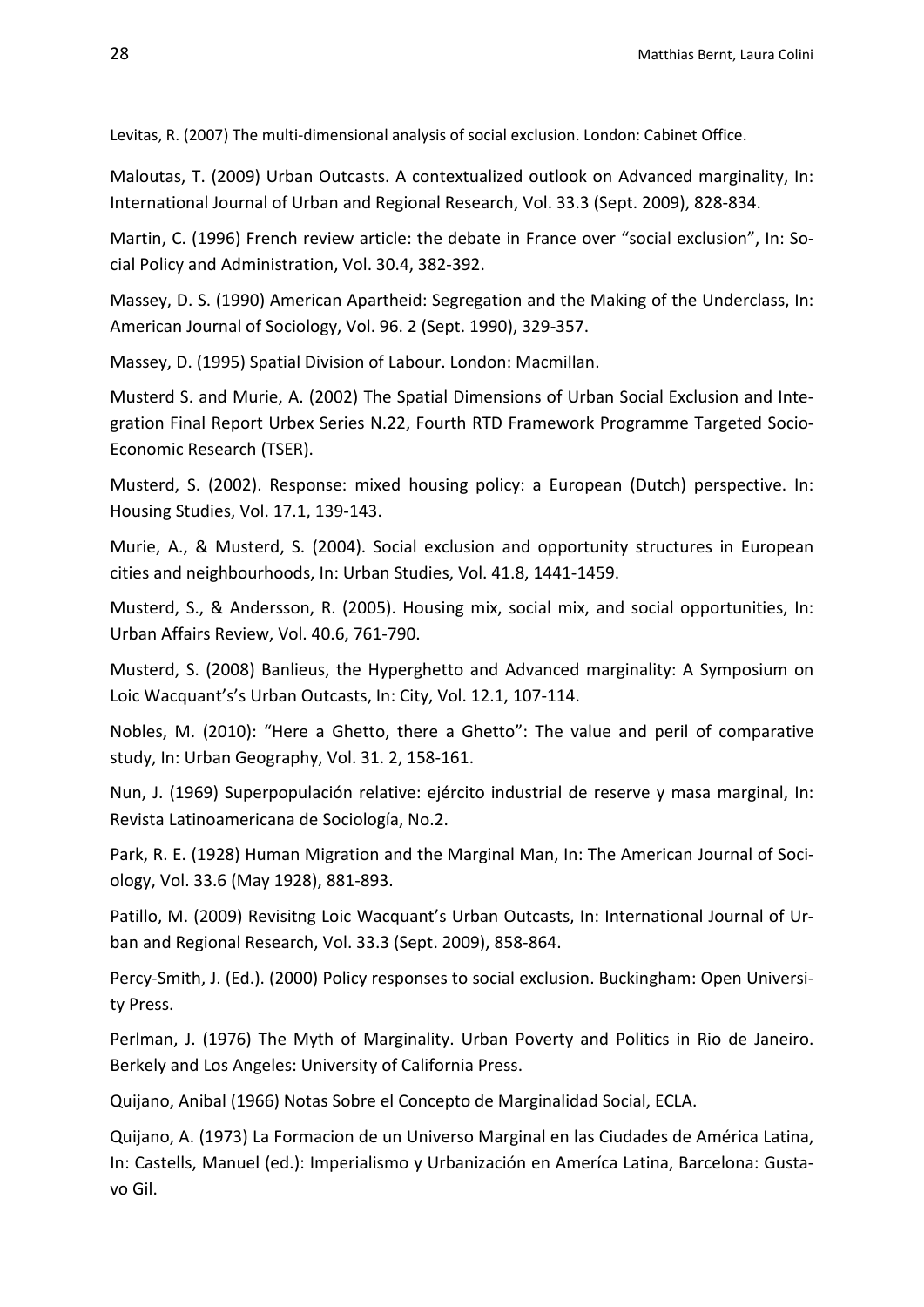Levitas, R. (2007) The multi-dimensional analysis of social exclusion. London: Cabinet Office.

Maloutas, T. (2009) Urban Outcasts. A contextualized outlook on Advanced marginality, In: International Journal of Urban and Regional Research, Vol. 33.3 (Sept. 2009), 828-834.

Martin, C. (1996) French review article: the debate in France over "social exclusion", In: Social Policy and Administration, Vol. 30.4, 382-392.

Massey, D. S. (1990) American Apartheid: Segregation and the Making of the Underclass, In: American Journal of Sociology, Vol. 96. 2 (Sept. 1990), 329-357.

Massey, D. (1995) Spatial Division of Labour. London: Macmillan.

Musterd S. and Murie, A. (2002) The Spatial Dimensions of Urban Social Exclusion and Integration Final Report Urbex Series N.22, Fourth RTD Framework Programme Targeted Socio-Economic Research (TSER).

Musterd, S. (2002). Response: mixed housing policy: a European (Dutch) perspective. In: Housing Studies, Vol. 17.1, 139-143.

Murie, A., & Musterd, S. (2004). Social exclusion and opportunity structures in European cities and neighbourhoods, In: Urban Studies, Vol. 41.8, 1441-1459.

Musterd, S., & Andersson, R. (2005). Housing mix, social mix, and social opportunities, In: Urban Affairs Review, Vol. 40.6, 761-790.

Musterd, S. (2008) Banlieus, the Hyperghetto and Advanced marginality: A Symposium on Loic Wacquant's's Urban Outcasts, In: City, Vol. 12.1, 107-114.

Nobles, M. (2010): "Here a Ghetto, there a Ghetto": The value and peril of comparative study, In: Urban Geography, Vol. 31. 2, 158-161.

Nun, J. (1969) Superpopulación relative: ejército industrial de reserve y masa marginal, In: Revista Latinoamericana de Sociología, No.2.

Park, R. E. (1928) Human Migration and the Marginal Man, In: The American Journal of Sociology, Vol. 33.6 (May 1928), 881-893.

Patillo, M. (2009) Revisitng Loic Wacquant's Urban Outcasts, In: International Journal of Urban and Regional Research, Vol. 33.3 (Sept. 2009), 858-864.

Percy-Smith, J. (Ed.). (2000) Policy responses to social exclusion. Buckingham: Open University Press.

Perlman, J. (1976) The Myth of Marginality. Urban Poverty and Politics in Rio de Janeiro. Berkely and Los Angeles: University of California Press.

Quijano, Anibal (1966) Notas Sobre el Concepto de Marginalidad Social, ECLA.

Quijano, A. (1973) La Formacion de un Universo Marginal en las Ciudades de América Latina, In: Castells, Manuel (ed.): Imperialismo y Urbanización en Americ̗a Latina, Barcelona: Gustavo Gil.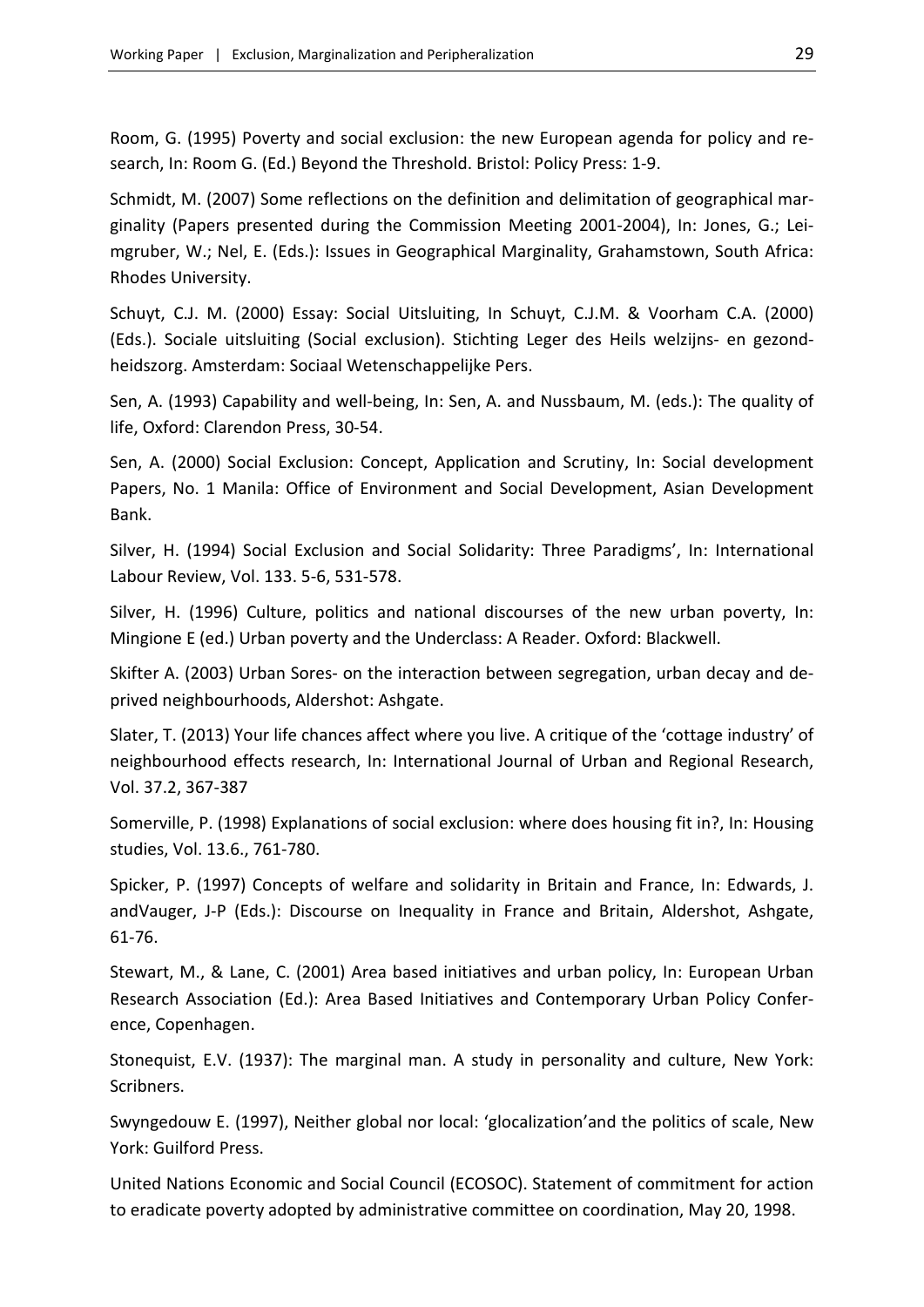Room, G. (1995) Poverty and social exclusion: the new European agenda for policy and research, In: Room G. (Ed.) Beyond the Threshold. Bristol: Policy Press: 1-9.

Schmidt, M. (2007) Some reflections on the definition and delimitation of geographical marginality (Papers presented during the Commission Meeting 2001-2004), In: Jones, G.; Leimgruber, W.; Nel, E. (Eds.): Issues in Geographical Marginality, Grahamstown, South Africa: Rhodes University.

Schuyt, C.J. M. (2000) Essay: Social Uitsluiting, In Schuyt, C.J.M. & Voorham C.A. (2000) (Eds.). Sociale uitsluiting (Social exclusion). Stichting Leger des Heils welzijns- en gezondheidszorg. Amsterdam: Sociaal Wetenschappelijke Pers.

Sen, A. (1993) Capability and well-being, In: Sen, A. and Nussbaum, M. (eds.): The quality of life, Oxford: Clarendon Press, 30-54.

Sen, A. (2000) Social Exclusion: Concept, Application and Scrutiny, In: Social development Papers, No. 1 Manila: Office of Environment and Social Development, Asian Development Bank.

Silver, H. (1994) Social Exclusion and Social Solidarity: Three Paradigms', In: International Labour Review, Vol. 133. 5-6, 531-578.

Silver, H. (1996) Culture, politics and national discourses of the new urban poverty, In: Mingione E (ed.) Urban poverty and the Underclass: A Reader. Oxford: Blackwell.

Skifter A. (2003) Urban Sores- on the interaction between segregation, urban decay and deprived neighbourhoods, Aldershot: Ashgate.

Slater, T. (2013) Your life chances affect where you live. A critique of the 'cottage industry' of neighbourhood effects research, In: International Journal of Urban and Regional Research, Vol. 37.2, 367-387

Somerville, P. (1998) Explanations of social exclusion: where does housing fit in?, In: Housing studies, Vol. 13.6., 761-780.

Spicker, P. (1997) Concepts of welfare and solidarity in Britain and France, In: Edwards, J. andVauger, J-P (Eds.): Discourse on Inequality in France and Britain, Aldershot, Ashgate, 61-76.

Stewart, M., & Lane, C. (2001) Area based initiatives and urban policy, In: European Urban Research Association (Ed.): Area Based Initiatives and Contemporary Urban Policy Conference, Copenhagen.

Stonequist, E.V. (1937): The marginal man. A study in personality and culture, New York: Scribners.

Swyngedouw E. (1997), Neither global nor local: 'glocalization'and the politics of scale, New York: Guilford Press.

United Nations Economic and Social Council (ECOSOC). Statement of commitment for action to eradicate poverty adopted by administrative committee on coordination, May 20, 1998.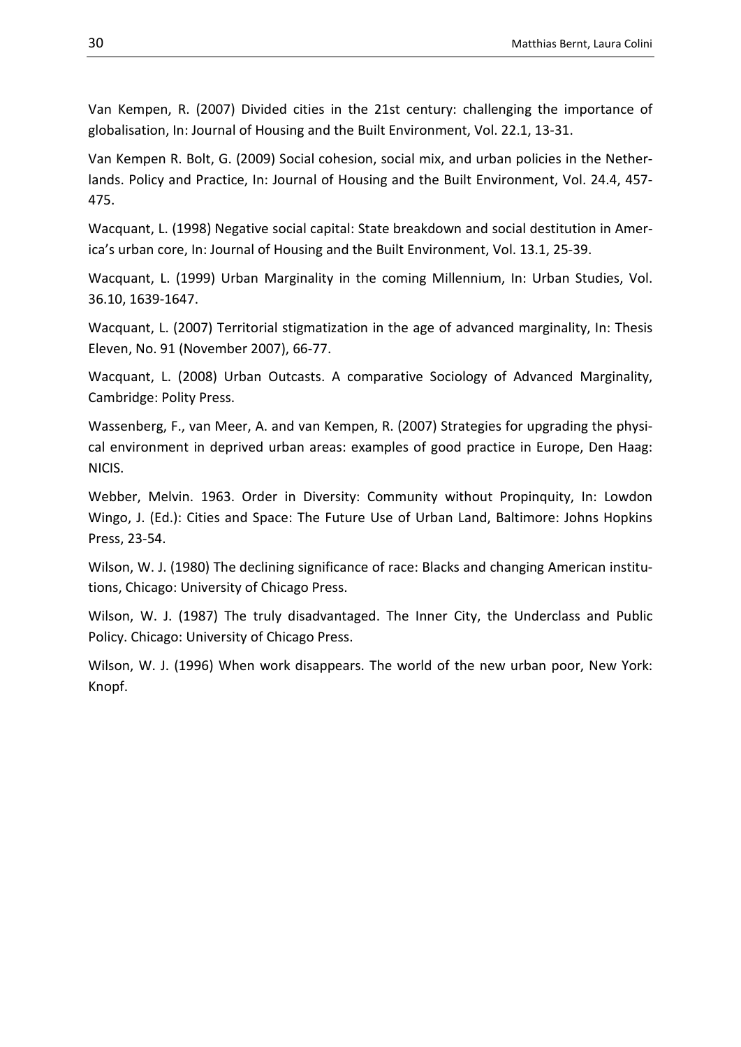Van Kempen, R. (2007) Divided cities in the 21st century: challenging the importance of globalisation, In: Journal of Housing and the Built Environment, Vol. 22.1, 13-31.

Van Kempen R. Bolt, G. (2009) Social cohesion, social mix, and urban policies in the Netherlands. Policy and Practice, In: Journal of Housing and the Built Environment, Vol. 24.4, 457-475.

Wacquant, L. (1998) Negative social capital: State breakdown and social destitution in America's urban core, In: Journal of Housing and the Built Environment, Vol. 13.1, 25-39.

Wacquant, L. (1999) Urban Marginality in the coming Millennium, In: Urban Studies, Vol. 36.10, 1639-1647.

Wacquant, L. (2007) Territorial stigmatization in the age of advanced marginality, In: Thesis Eleven, No. 91 (November 2007), 66-77.

Wacquant, L. (2008) Urban Outcasts. A comparative Sociology of Advanced Marginality, Cambridge: Polity Press.

Wassenberg, F., van Meer, A. and van Kempen, R. (2007) Strategies for upgrading the physical environment in deprived urban areas: examples of good practice in Europe, Den Haag: NICIS.

Webber, Melvin. 1963. Order in Diversity: Community without Propinquity, In: Lowdon Wingo, J. (Ed.): Cities and Space: The Future Use of Urban Land, Baltimore: Johns Hopkins Press, 23-54.

Wilson, W. J. (1980) The declining significance of race: Blacks and changing American institutions, Chicago: University of Chicago Press.

Wilson, W. J. (1987) The truly disadvantaged. The Inner City, the Underclass and Public Policy. Chicago: University of Chicago Press.

Wilson, W. J. (1996) When work disappears. The world of the new urban poor, New York: Knopf.